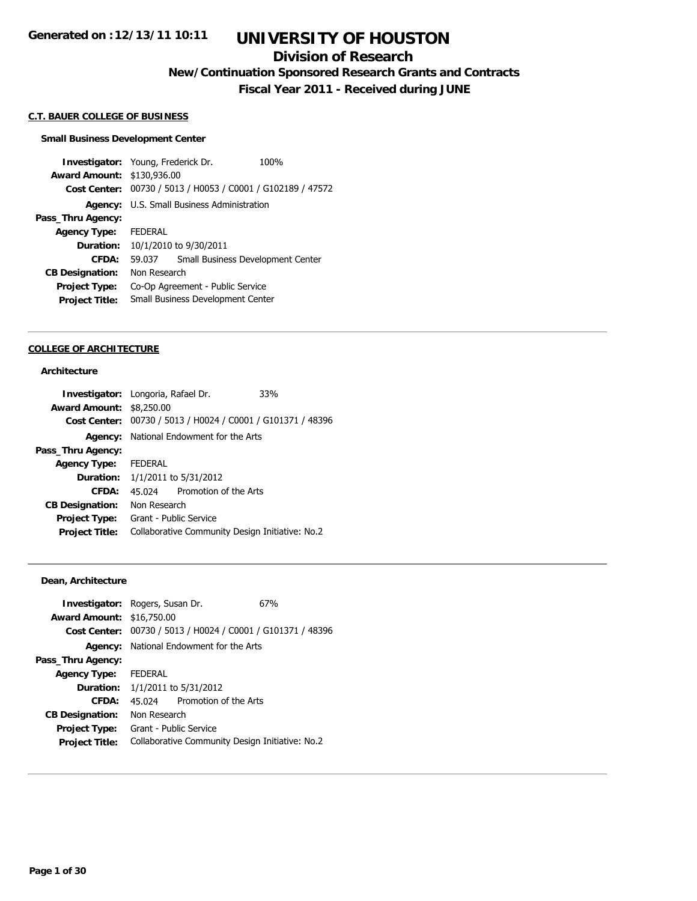Generated on :12/13/11 10:11

# UNIVERSITY OF HOUSTON

## Division of Research

### New/Continuation Sponsored Research Grants and Contracts

### Fiscal Year 2011 - Received during JUNE

**C.T. BAUER COLLEGE OF BUSINESS**

**Small Business Development Center**

**Investigator:** Young, Frederick Dr. 100%
**Award Amount:** $130,936.00
**Cost Center:** 00730 / 5013 / H0053 / C0001 / G102189 / 47572
**Agency:** U.S. Small Business Administration
**Pass_Thru Agency:**
**Agency Type:** FEDERAL
**Duration:** 10/1/2010 to 9/30/2011
**CFDA:** 59.037 Small Business Development Center
**CB Designation:** Non Research
**Project Type:** Co-Op Agreement - Public Service
**Project Title:** Small Business Development Center

---

**COLLEGE OF ARCHITECTURE**

**Architecture**

**Investigator:** Longoria, Rafael Dr. 33%
**Award Amount:** $8,250.00
**Cost Center:** 00730 / 5013 / H0024 / C0001 / G101371 / 48396
**Agency:** National Endowment for the Arts
**Pass_Thru Agency:**
**Agency Type:** FEDERAL
**Duration:** 1/1/2011 to 5/31/2012
**CFDA:** 45.024 Promotion of the Arts
**CB Designation:** Non Research
**Project Type:** Grant - Public Service
**Project Title:** Collaborative Community Design Initiative: No.2

---

**Dean, Architecture**

**Investigator:** Rogers, Susan Dr. 67%
**Award Amount:** $16,750.00
**Cost Center:** 00730 / 5013 / H0024 / C0001 / G101371 / 48396
**Agency:** National Endowment for the Arts
**Pass_Thru Agency:**
**Agency Type:** FEDERAL
**Duration:** 1/1/2011 to 5/31/2012
**CFDA:** 45.024 Promotion of the Arts
**CB Designation:** Non Research
**Project Type:** Grant - Public Service
**Project Title:** Collaborative Community Design Initiative: No.2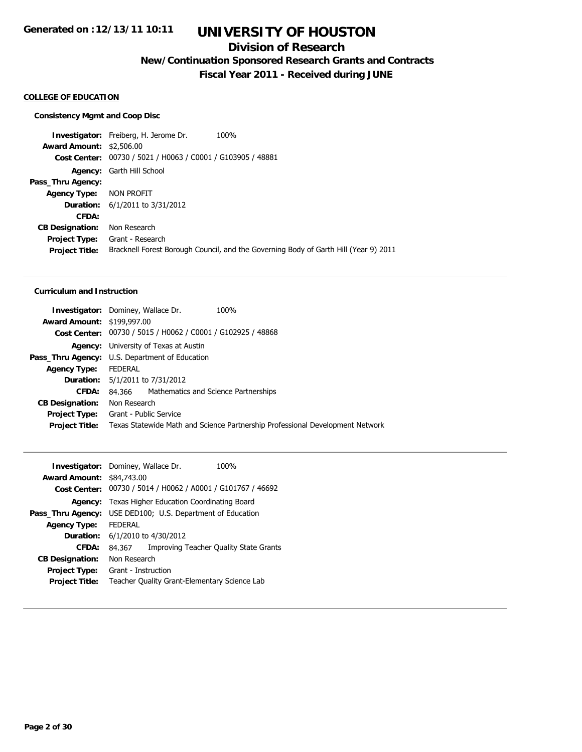# UNIVERSITY OF HOUSTON

## Division of Research

### New/Continuation Sponsored Research Grants and Contracts

### Fiscal Year 2011 - Received during JUNE

**COLLEGE OF EDUCATION**

**Consistency Mgmt and Coop Disc**

| | |
|---|---|
| **Investigator:** | Freiberg, H. Jerome Dr. 100% |
| **Award Amount:** | $2,506.00 |
| **Cost Center:** | 00730 / 5021 / H0063 / C0001 / G103905 / 48881 |
| **Agency:** | Garth Hill School |
| **Pass_Thru Agency:** | |
| **Agency Type:** | NON PROFIT |
| **Duration:** | 6/1/2011 to 3/31/2012 |
| **CFDA:** | |
| **CB Designation:** | Non Research |
| **Project Type:** | Grant - Research |
| **Project Title:** | Bracknell Forest Borough Council, and the Governing Body of Garth Hill (Year 9) 2011 |

---

**Curriculum and Instruction**

| | |
|---|---|
| **Investigator:** | Dominey, Wallace Dr. 100% |
| **Award Amount:** | $199,997.00 |
| **Cost Center:** | 00730 / 5015 / H0062 / C0001 / G102925 / 48868 |
| **Agency:** | University of Texas at Austin |
| **Pass_Thru Agency:** | U.S. Department of Education |
| **Agency Type:** | FEDERAL |
| **Duration:** | 5/1/2011 to 7/31/2012 |
| **CFDA:** | 84.366 Mathematics and Science Partnerships |
| **CB Designation:** | Non Research |
| **Project Type:** | Grant - Public Service |
| **Project Title:** | Texas Statewide Math and Science Partnership Professional Development Network |

---

| | |
|---|---|
| **Investigator:** | Dominey, Wallace Dr. 100% |
| **Award Amount:** | $84,743.00 |
| **Cost Center:** | 00730 / 5014 / H0062 / A0001 / G101767 / 46692 |
| **Agency:** | Texas Higher Education Coordinating Board |
| **Pass_Thru Agency:** | USE DED100; U.S. Department of Education |
| **Agency Type:** | FEDERAL |
| **Duration:** | 6/1/2010 to 4/30/2012 |
| **CFDA:** | 84.367 Improving Teacher Quality State Grants |
| **CB Designation:** | Non Research |
| **Project Type:** | Grant - Instruction |
| **Project Title:** | Teacher Quality Grant-Elementary Science Lab |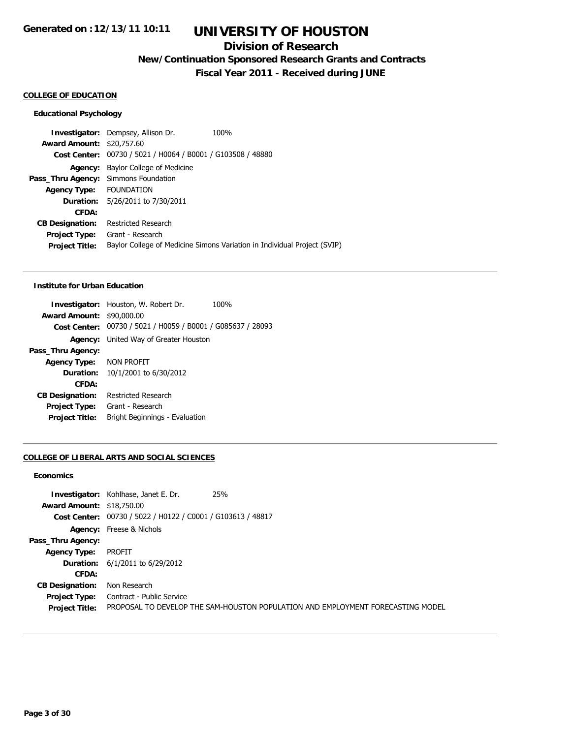**Generated on :12/13/11 10:11**

# UNIVERSITY OF HOUSTON

## Division of Research

### New/Continuation Sponsored Research Grants and Contracts

### Fiscal Year 2011 - Received during JUNE

**COLLEGE OF EDUCATION**

**Educational Psychology**

**Investigator:** Dempsey, Allison Dr. 100%
**Award Amount:** $20,757.60
**Cost Center:** 00730 / 5021 / H0064 / B0001 / G103508 / 48880
**Agency:** Baylor College of Medicine
**Pass_Thru Agency:** Simmons Foundation
**Agency Type:** FOUNDATION
**Duration:** 5/26/2011 to 7/30/2011
**CFDA:**
**CB Designation:** Restricted Research
**Project Type:** Grant - Research
**Project Title:** Baylor College of Medicine Simons Variation in Individual Project (SVIP)

---

**Institute for Urban Education**

**Investigator:** Houston, W. Robert Dr. 100%
**Award Amount:** $90,000.00
**Cost Center:** 00730 / 5021 / H0059 / B0001 / G085637 / 28093
**Agency:** United Way of Greater Houston
**Pass_Thru Agency:**
**Agency Type:** NON PROFIT
**Duration:** 10/1/2001 to 6/30/2012
**CFDA:**
**CB Designation:** Restricted Research
**Project Type:** Grant - Research
**Project Title:** Bright Beginnings - Evaluation

---

**COLLEGE OF LIBERAL ARTS AND SOCIAL SCIENCES**

**Economics**

**Investigator:** Kohlhase, Janet E. Dr. 25%
**Award Amount:** $18,750.00
**Cost Center:** 00730 / 5022 / H0122 / C0001 / G103613 / 48817
**Agency:** Freese & Nichols
**Pass_Thru Agency:**
**Agency Type:** PROFIT
**Duration:** 6/1/2011 to 6/29/2012
**CFDA:**
**CB Designation:** Non Research
**Project Type:** Contract - Public Service
**Project Title:** PROPOSAL TO DEVELOP THE SAM-HOUSTON POPULATION AND EMPLOYMENT FORECASTING MODEL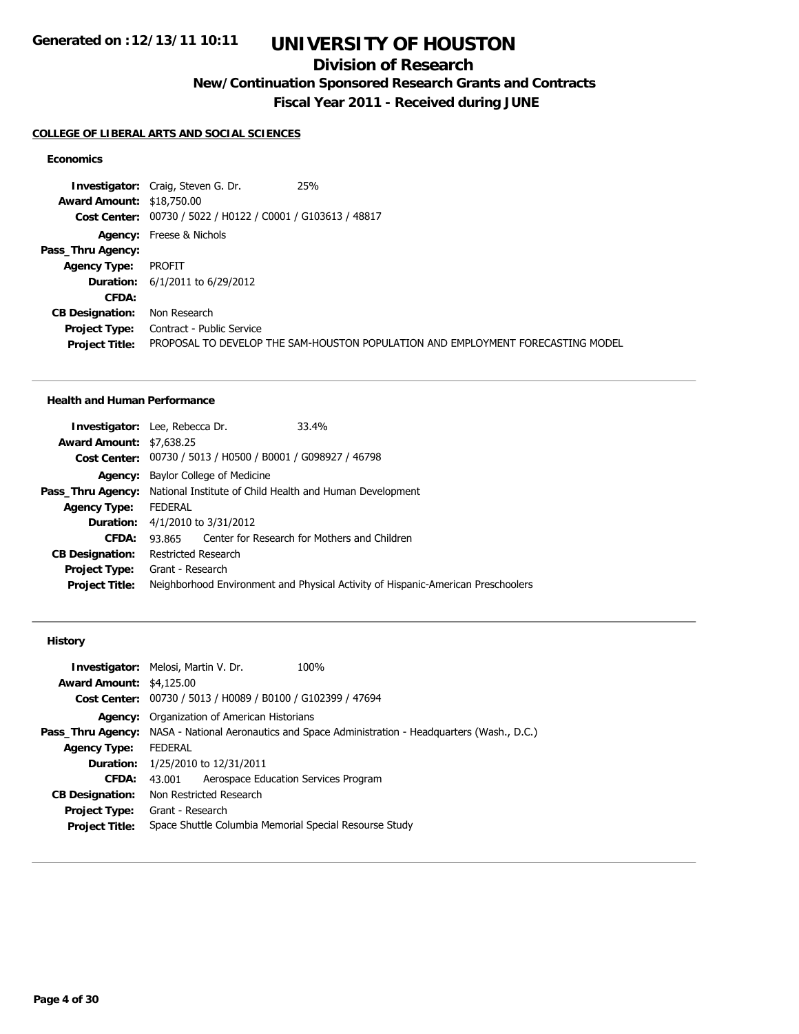# UNIVERSITY OF HOUSTON

## Division of Research

## New/Continuation Sponsored Research Grants and Contracts

## Fiscal Year 2011 - Received during JUNE

**COLLEGE OF LIBERAL ARTS AND SOCIAL SCIENCES**

### Economics

**Investigator:** Craig, Steven G. Dr. 25%
**Award Amount:** $18,750.00
**Cost Center:** 00730 / 5022 / H0122 / C0001 / G103613 / 48817
**Agency:** Freese & Nichols
**Pass_Thru Agency:**
**Agency Type:** PROFIT
**Duration:** 6/1/2011 to 6/29/2012
**CFDA:**
**CB Designation:** Non Research
**Project Type:** Contract - Public Service
**Project Title:** PROPOSAL TO DEVELOP THE SAM-HOUSTON POPULATION AND EMPLOYMENT FORECASTING MODEL

---

### Health and Human Performance

**Investigator:** Lee, Rebecca Dr. 33.4%
**Award Amount:** $7,638.25
**Cost Center:** 00730 / 5013 / H0500 / B0001 / G098927 / 46798
**Agency:** Baylor College of Medicine
**Pass_Thru Agency:** National Institute of Child Health and Human Development
**Agency Type:** FEDERAL
**Duration:** 4/1/2010 to 3/31/2012
**CFDA:** 93.865 Center for Research for Mothers and Children
**CB Designation:** Restricted Research
**Project Type:** Grant - Research
**Project Title:** Neighborhood Environment and Physical Activity of Hispanic-American Preschoolers

---

### History

**Investigator:** Melosi, Martin V. Dr. 100%
**Award Amount:** $4,125.00
**Cost Center:** 00730 / 5013 / H0089 / B0100 / G102399 / 47694
**Agency:** Organization of American Historians
**Pass_Thru Agency:** NASA - National Aeronautics and Space Administration - Headquarters (Wash., D.C.)
**Agency Type:** FEDERAL
**Duration:** 1/25/2010 to 12/31/2011
**CFDA:** 43.001 Aerospace Education Services Program
**CB Designation:** Non Restricted Research
**Project Type:** Grant - Research
**Project Title:** Space Shuttle Columbia Memorial Special Resourse Study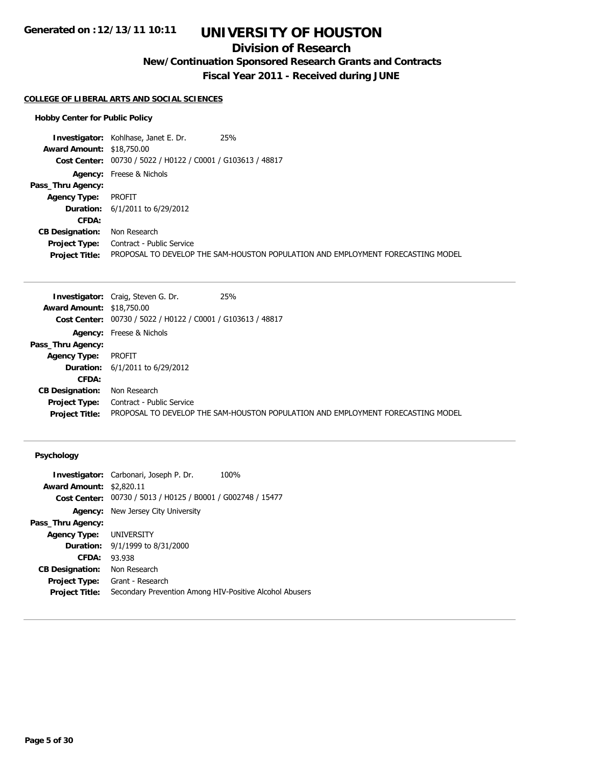## COLLEGE OF LIBERAL ARTS AND SOCIAL SCIENCES

### Hobby Center for Public Policy

**Investigator:** Kohlhase, Janet E. Dr. 25%
**Award Amount:** $18,750.00
**Cost Center:** 00730 / 5022 / H0122 / C0001 / G103613 / 48817
**Agency:** Freese & Nichols
**Pass_Thru Agency:**
**Agency Type:** PROFIT
**Duration:** 6/1/2011 to 6/29/2012
**CFDA:**
**CB Designation:** Non Research
**Project Type:** Contract - Public Service
**Project Title:** PROPOSAL TO DEVELOP THE SAM-HOUSTON POPULATION AND EMPLOYMENT FORECASTING MODEL

---

**Investigator:** Craig, Steven G. Dr. 25%
**Award Amount:** $18,750.00
**Cost Center:** 00730 / 5022 / H0122 / C0001 / G103613 / 48817
**Agency:** Freese & Nichols
**Pass_Thru Agency:**
**Agency Type:** PROFIT
**Duration:** 6/1/2011 to 6/29/2012
**CFDA:**
**CB Designation:** Non Research
**Project Type:** Contract - Public Service
**Project Title:** PROPOSAL TO DEVELOP THE SAM-HOUSTON POPULATION AND EMPLOYMENT FORECASTING MODEL

---

### Psychology

**Investigator:** Carbonari, Joseph P. Dr. 100%
**Award Amount:** $2,820.11
**Cost Center:** 00730 / 5013 / H0125 / B0001 / G002748 / 15477
**Agency:** New Jersey City University
**Pass_Thru Agency:**
**Agency Type:** UNIVERSITY
**Duration:** 9/1/1999 to 8/31/2000
**CFDA:** 93.938
**CB Designation:** Non Research
**Project Type:** Grant - Research
**Project Title:** Secondary Prevention Among HIV-Positive Alcohol Abusers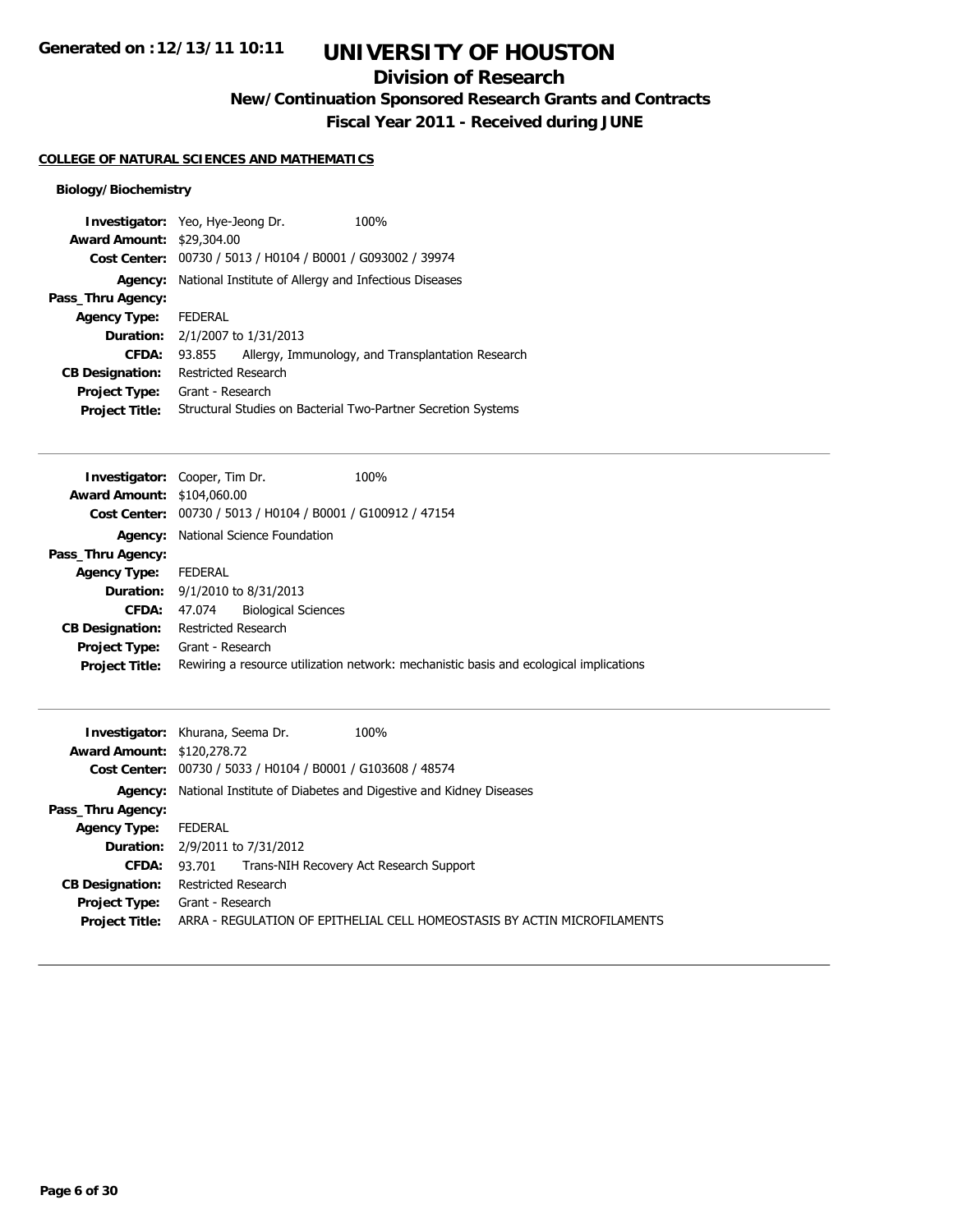# UNIVERSITY OF HOUSTON

## Division of Research

### New/Continuation Sponsored Research Grants and Contracts

### Fiscal Year 2011 - Received during JUNE

Generated on :12/13/11 10:11

**COLLEGE OF NATURAL SCIENCES AND MATHEMATICS**

**Biology/Biochemistry**

**Investigator:** Yeo, Hye-Jeong Dr. 100%
**Award Amount:** $29,304.00
**Cost Center:** 00730 / 5013 / H0104 / B0001 / G093002 / 39974
**Agency:** National Institute of Allergy and Infectious Diseases
**Pass_Thru Agency:**
**Agency Type:** FEDERAL
**Duration:** 2/1/2007 to 1/31/2013
**CFDA:** 93.855 Allergy, Immunology, and Transplantation Research
**CB Designation:** Restricted Research
**Project Type:** Grant - Research
**Project Title:** Structural Studies on Bacterial Two-Partner Secretion Systems

---

**Investigator:** Cooper, Tim Dr. 100%
**Award Amount:** $104,060.00
**Cost Center:** 00730 / 5013 / H0104 / B0001 / G100912 / 47154
**Agency:** National Science Foundation
**Pass_Thru Agency:**
**Agency Type:** FEDERAL
**Duration:** 9/1/2010 to 8/31/2013
**CFDA:** 47.074 Biological Sciences
**CB Designation:** Restricted Research
**Project Type:** Grant - Research
**Project Title:** Rewiring a resource utilization network: mechanistic basis and ecological implications

---

**Investigator:** Khurana, Seema Dr. 100%
**Award Amount:** $120,278.72
**Cost Center:** 00730 / 5033 / H0104 / B0001 / G103608 / 48574
**Agency:** National Institute of Diabetes and Digestive and Kidney Diseases
**Pass_Thru Agency:**
**Agency Type:** FEDERAL
**Duration:** 2/9/2011 to 7/31/2012
**CFDA:** 93.701 Trans-NIH Recovery Act Research Support
**CB Designation:** Restricted Research
**Project Type:** Grant - Research
**Project Title:** ARRA - REGULATION OF EPITHELIAL CELL HOMEOSTASIS BY ACTIN MICROFILAMENTS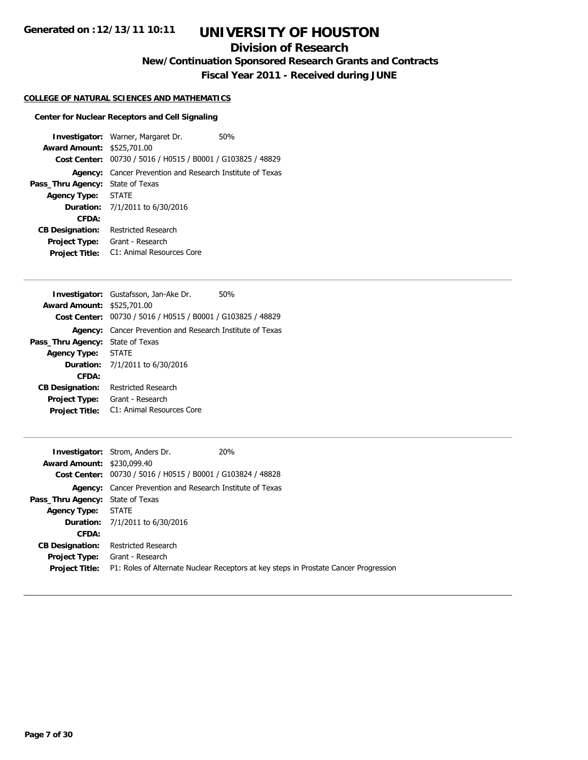# UNIVERSITY OF HOUSTON

## Division of Research

### New/Continuation Sponsored Research Grants and Contracts

### Fiscal Year 2011 - Received during JUNE

Generated on :12/13/11 10:11

**COLLEGE OF NATURAL SCIENCES AND MATHEMATICS**

**Center for Nuclear Receptors and Cell Signaling**

**Investigator:** Warner, Margaret Dr. 50%
**Award Amount:** $525,701.00
**Cost Center:** 00730 / 5016 / H0515 / B0001 / G103825 / 48829
**Agency:** Cancer Prevention and Research Institute of Texas
**Pass_Thru Agency:** State of Texas
**Agency Type:** STATE
**Duration:** 7/1/2011 to 6/30/2016
**CFDA:**
**CB Designation:** Restricted Research
**Project Type:** Grant - Research
**Project Title:** C1: Animal Resources Core

---

**Investigator:** Gustafsson, Jan-Ake Dr. 50%
**Award Amount:** $525,701.00
**Cost Center:** 00730 / 5016 / H0515 / B0001 / G103825 / 48829
**Agency:** Cancer Prevention and Research Institute of Texas
**Pass_Thru Agency:** State of Texas
**Agency Type:** STATE
**Duration:** 7/1/2011 to 6/30/2016
**CFDA:**
**CB Designation:** Restricted Research
**Project Type:** Grant - Research
**Project Title:** C1: Animal Resources Core

---

**Investigator:** Strom, Anders Dr. 20%
**Award Amount:** $230,099.40
**Cost Center:** 00730 / 5016 / H0515 / B0001 / G103824 / 48828
**Agency:** Cancer Prevention and Research Institute of Texas
**Pass_Thru Agency:** State of Texas
**Agency Type:** STATE
**Duration:** 7/1/2011 to 6/30/2016
**CFDA:**
**CB Designation:** Restricted Research
**Project Type:** Grant - Research
**Project Title:** P1: Roles of Alternate Nuclear Receptors at key steps in Prostate Cancer Progression

---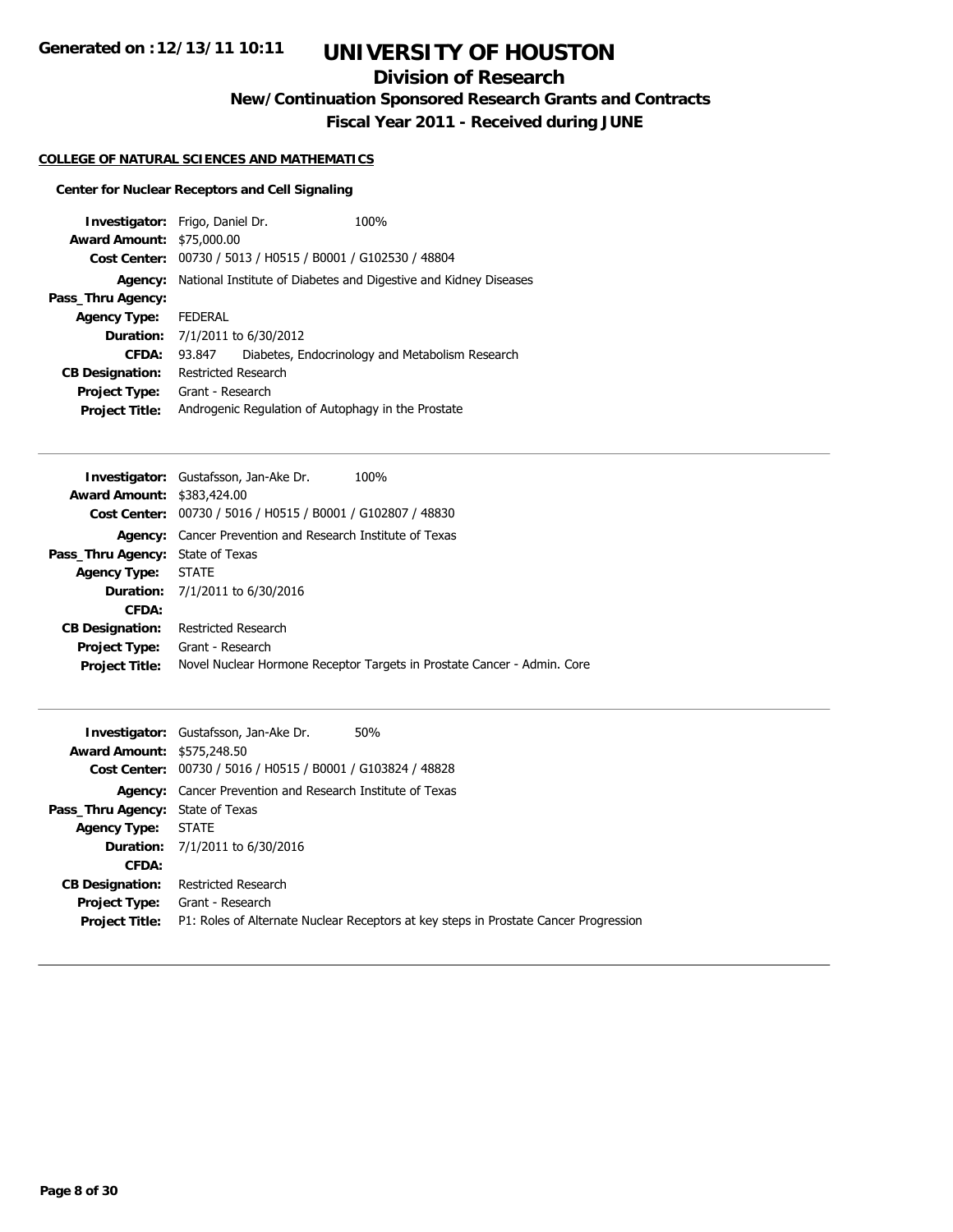# UNIVERSITY OF HOUSTON

## Division of Research

### New/Continuation Sponsored Research Grants and Contracts

### Fiscal Year 2011 - Received during JUNE

**COLLEGE OF NATURAL SCIENCES AND MATHEMATICS**

**Center for Nuclear Receptors and Cell Signaling**

| | |
|---|---|
| **Investigator:** | Frigo, Daniel Dr. 100% |
| **Award Amount:** | $75,000.00 |
| **Cost Center:** | 00730 / 5013 / H0515 / B0001 / G102530 / 48804 |
| **Agency:** | National Institute of Diabetes and Digestive and Kidney Diseases |
| **Pass_Thru Agency:** | |
| **Agency Type:** | FEDERAL |
| **Duration:** | 7/1/2011 to 6/30/2012 |
| **CFDA:** | 93.847 Diabetes, Endocrinology and Metabolism Research |
| **CB Designation:** | Restricted Research |
| **Project Type:** | Grant - Research |
| **Project Title:** | Androgenic Regulation of Autophagy in the Prostate |

---

| | |
|---|---|
| **Investigator:** | Gustafsson, Jan-Ake Dr. 100% |
| **Award Amount:** | $383,424.00 |
| **Cost Center:** | 00730 / 5016 / H0515 / B0001 / G102807 / 48830 |
| **Agency:** | Cancer Prevention and Research Institute of Texas |
| **Pass_Thru Agency:** | State of Texas |
| **Agency Type:** | STATE |
| **Duration:** | 7/1/2011 to 6/30/2016 |
| **CFDA:** | |
| **CB Designation:** | Restricted Research |
| **Project Type:** | Grant - Research |
| **Project Title:** | Novel Nuclear Hormone Receptor Targets in Prostate Cancer - Admin. Core |

---

| | |
|---|---|
| **Investigator:** | Gustafsson, Jan-Ake Dr. 50% |
| **Award Amount:** | $575,248.50 |
| **Cost Center:** | 00730 / 5016 / H0515 / B0001 / G103824 / 48828 |
| **Agency:** | Cancer Prevention and Research Institute of Texas |
| **Pass_Thru Agency:** | State of Texas |
| **Agency Type:** | STATE |
| **Duration:** | 7/1/2011 to 6/30/2016 |
| **CFDA:** | |
| **CB Designation:** | Restricted Research |
| **Project Type:** | Grant - Research |
| **Project Title:** | P1: Roles of Alternate Nuclear Receptors at key steps in Prostate Cancer Progression |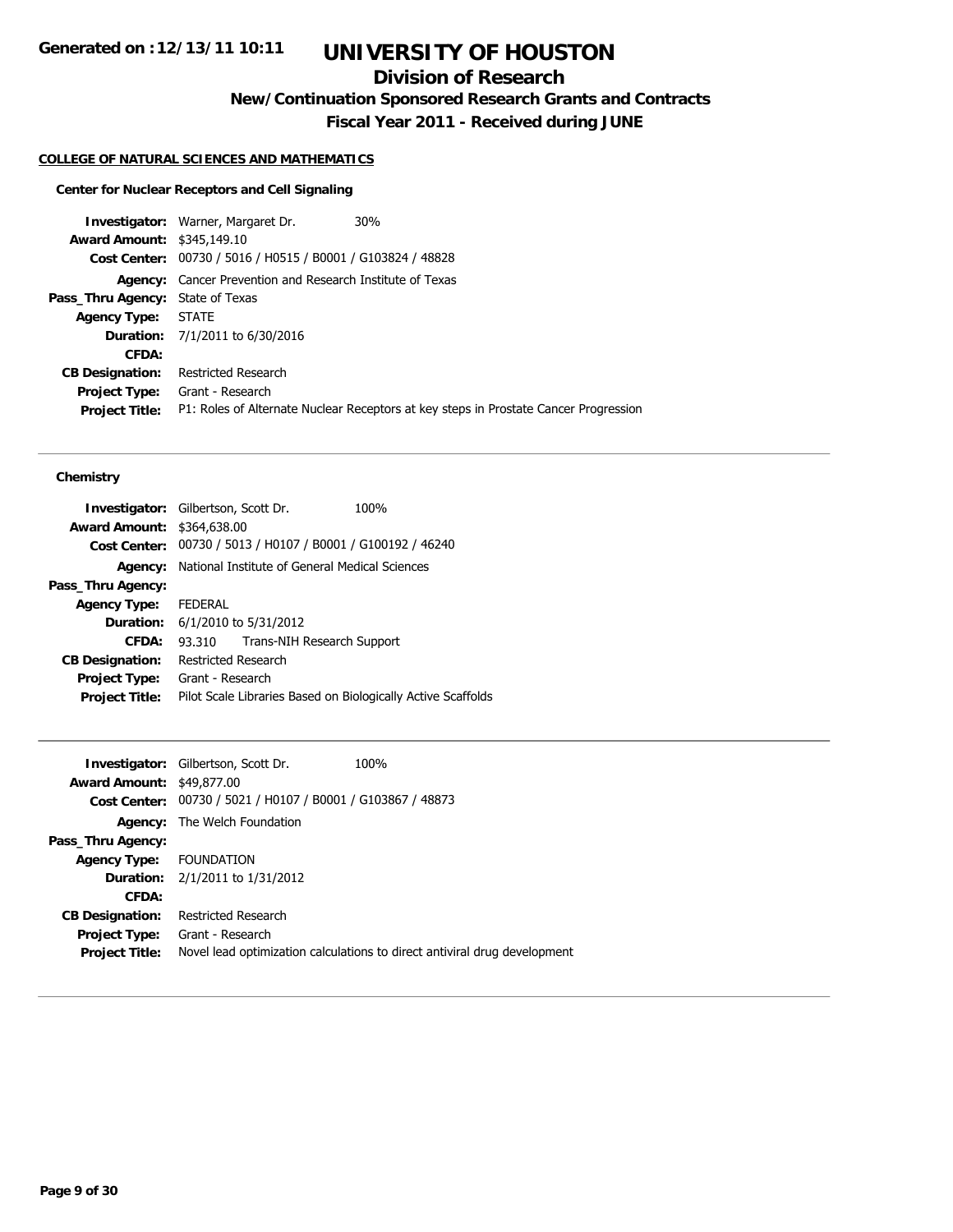# UNIVERSITY OF HOUSTON

## Division of Research

### New/Continuation Sponsored Research Grants and Contracts

### Fiscal Year 2011 - Received during JUNE

Generated on :12/13/11 10:11

**COLLEGE OF NATURAL SCIENCES AND MATHEMATICS**

**Center for Nuclear Receptors and Cell Signaling**

**Investigator:** Warner, Margaret Dr. 30%
**Award Amount:** $345,149.10
**Cost Center:** 00730 / 5016 / H0515 / B0001 / G103824 / 48828
**Agency:** Cancer Prevention and Research Institute of Texas
**Pass_Thru Agency:** State of Texas
**Agency Type:** STATE
**Duration:** 7/1/2011 to 6/30/2016
**CFDA:**
**CB Designation:** Restricted Research
**Project Type:** Grant - Research
**Project Title:** P1: Roles of Alternate Nuclear Receptors at key steps in Prostate Cancer Progression

---

**Chemistry**

**Investigator:** Gilbertson, Scott Dr. 100%
**Award Amount:** $364,638.00
**Cost Center:** 00730 / 5013 / H0107 / B0001 / G100192 / 46240
**Agency:** National Institute of General Medical Sciences
**Pass_Thru Agency:**
**Agency Type:** FEDERAL
**Duration:** 6/1/2010 to 5/31/2012
**CFDA:** 93.310 Trans-NIH Research Support
**CB Designation:** Restricted Research
**Project Type:** Grant - Research
**Project Title:** Pilot Scale Libraries Based on Biologically Active Scaffolds

---

**Investigator:** Gilbertson, Scott Dr. 100%
**Award Amount:** $49,877.00
**Cost Center:** 00730 / 5021 / H0107 / B0001 / G103867 / 48873
**Agency:** The Welch Foundation
**Pass_Thru Agency:**
**Agency Type:** FOUNDATION
**Duration:** 2/1/2011 to 1/31/2012
**CFDA:**
**CB Designation:** Restricted Research
**Project Type:** Grant - Research
**Project Title:** Novel lead optimization calculations to direct antiviral drug development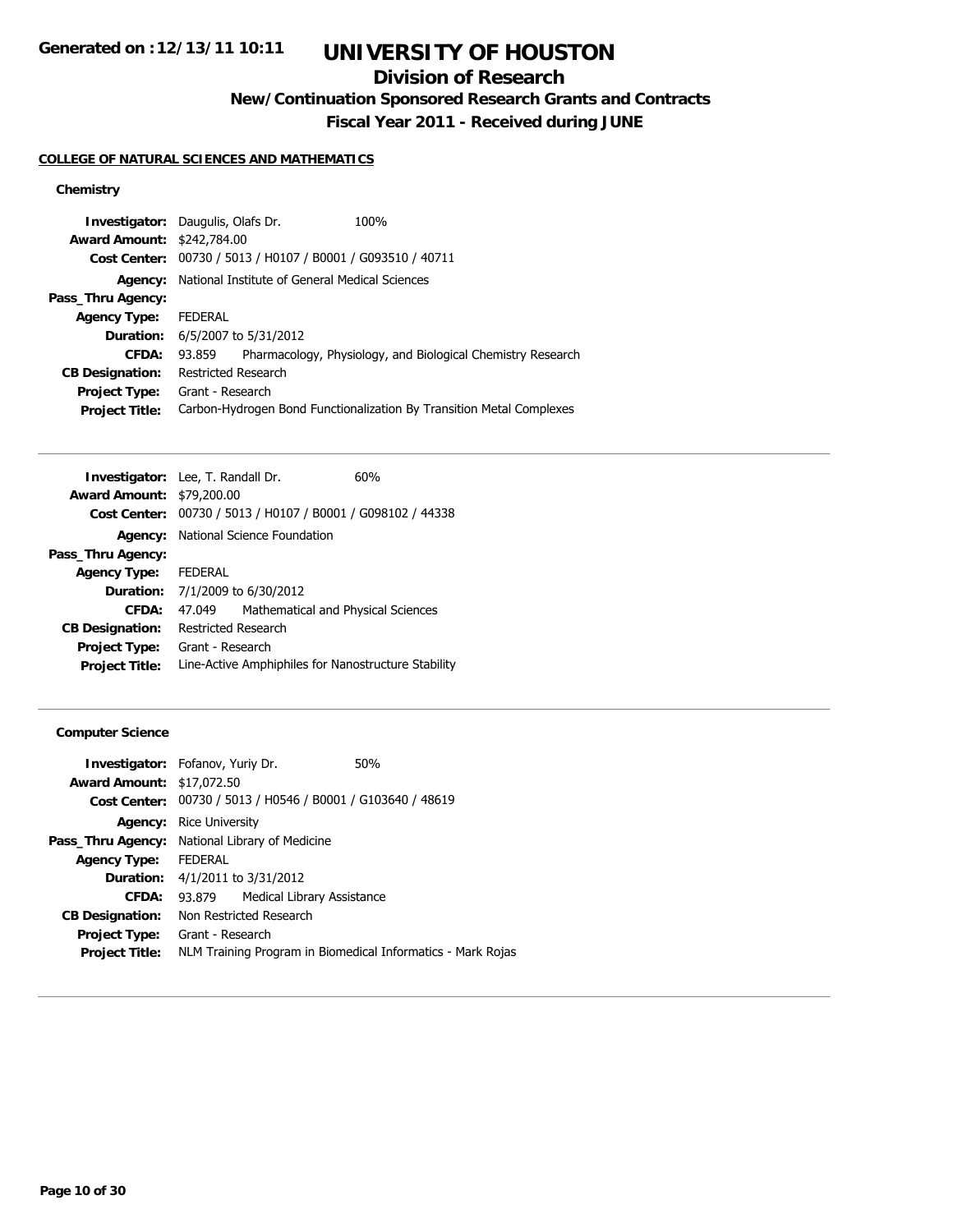# UNIVERSITY OF HOUSTON

## Division of Research

### New/Continuation Sponsored Research Grants and Contracts

### Fiscal Year 2011 - Received during JUNE

Generated on :12/13/11 10:11

**COLLEGE OF NATURAL SCIENCES AND MATHEMATICS**

**Chemistry**

**Investigator:** Daugulis, Olafs Dr. 100%
**Award Amount:** $242,784.00
**Cost Center:** 00730 / 5013 / H0107 / B0001 / G093510 / 40711
**Agency:** National Institute of General Medical Sciences
**Pass_Thru Agency:**
**Agency Type:** FEDERAL
**Duration:** 6/5/2007 to 5/31/2012
**CFDA:** 93.859 Pharmacology, Physiology, and Biological Chemistry Research
**CB Designation:** Restricted Research
**Project Type:** Grant - Research
**Project Title:** Carbon-Hydrogen Bond Functionalization By Transition Metal Complexes

---

**Investigator:** Lee, T. Randall Dr. 60%
**Award Amount:** $79,200.00
**Cost Center:** 00730 / 5013 / H0107 / B0001 / G098102 / 44338
**Agency:** National Science Foundation
**Pass_Thru Agency:**
**Agency Type:** FEDERAL
**Duration:** 7/1/2009 to 6/30/2012
**CFDA:** 47.049 Mathematical and Physical Sciences
**CB Designation:** Restricted Research
**Project Type:** Grant - Research
**Project Title:** Line-Active Amphiphiles for Nanostructure Stability

---

**Computer Science**

**Investigator:** Fofanov, Yuriy Dr. 50%
**Award Amount:** $17,072.50
**Cost Center:** 00730 / 5013 / H0546 / B0001 / G103640 / 48619
**Agency:** Rice University
**Pass_Thru Agency:** National Library of Medicine
**Agency Type:** FEDERAL
**Duration:** 4/1/2011 to 3/31/2012
**CFDA:** 93.879 Medical Library Assistance
**CB Designation:** Non Restricted Research
**Project Type:** Grant - Research
**Project Title:** NLM Training Program in Biomedical Informatics - Mark Rojas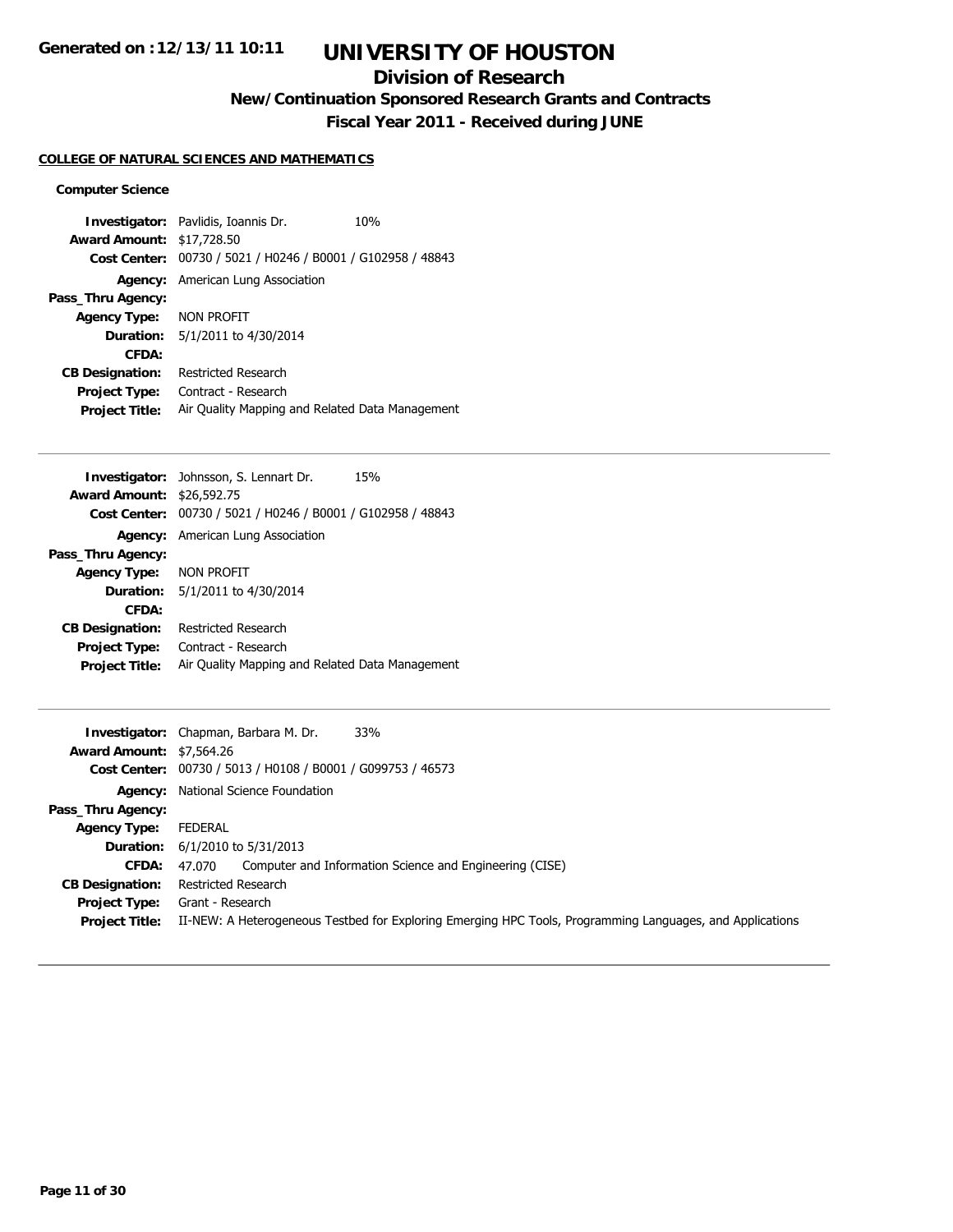# UNIVERSITY OF HOUSTON

## Division of Research

### New/Continuation Sponsored Research Grants and Contracts

### Fiscal Year 2011 - Received during JUNE

**COLLEGE OF NATURAL SCIENCES AND MATHEMATICS**

**Computer Science**

| | |
|---|---|
| **Investigator:** | Pavlidis, Ioannis Dr. 10% |
| **Award Amount:** | $17,728.50 |
| **Cost Center:** | 00730 / 5021 / H0246 / B0001 / G102958 / 48843 |
| **Agency:** | American Lung Association |
| **Pass_Thru Agency:** | |
| **Agency Type:** | NON PROFIT |
| **Duration:** | 5/1/2011 to 4/30/2014 |
| **CFDA:** | |
| **CB Designation:** | Restricted Research |
| **Project Type:** | Contract - Research |
| **Project Title:** | Air Quality Mapping and Related Data Management |

---

| | |
|---|---|
| **Investigator:** | Johnsson, S. Lennart Dr. 15% |
| **Award Amount:** | $26,592.75 |
| **Cost Center:** | 00730 / 5021 / H0246 / B0001 / G102958 / 48843 |
| **Agency:** | American Lung Association |
| **Pass_Thru Agency:** | |
| **Agency Type:** | NON PROFIT |
| **Duration:** | 5/1/2011 to 4/30/2014 |
| **CFDA:** | |
| **CB Designation:** | Restricted Research |
| **Project Type:** | Contract - Research |
| **Project Title:** | Air Quality Mapping and Related Data Management |

---

| | |
|---|---|
| **Investigator:** | Chapman, Barbara M. Dr. 33% |
| **Award Amount:** | $7,564.26 |
| **Cost Center:** | 00730 / 5013 / H0108 / B0001 / G099753 / 46573 |
| **Agency:** | National Science Foundation |
| **Pass_Thru Agency:** | |
| **Agency Type:** | FEDERAL |
| **Duration:** | 6/1/2010 to 5/31/2013 |
| **CFDA:** | 47.070 Computer and Information Science and Engineering (CISE) |
| **CB Designation:** | Restricted Research |
| **Project Type:** | Grant - Research |
| **Project Title:** | II-NEW: A Heterogeneous Testbed for Exploring Emerging HPC Tools, Programming Languages, and Applications |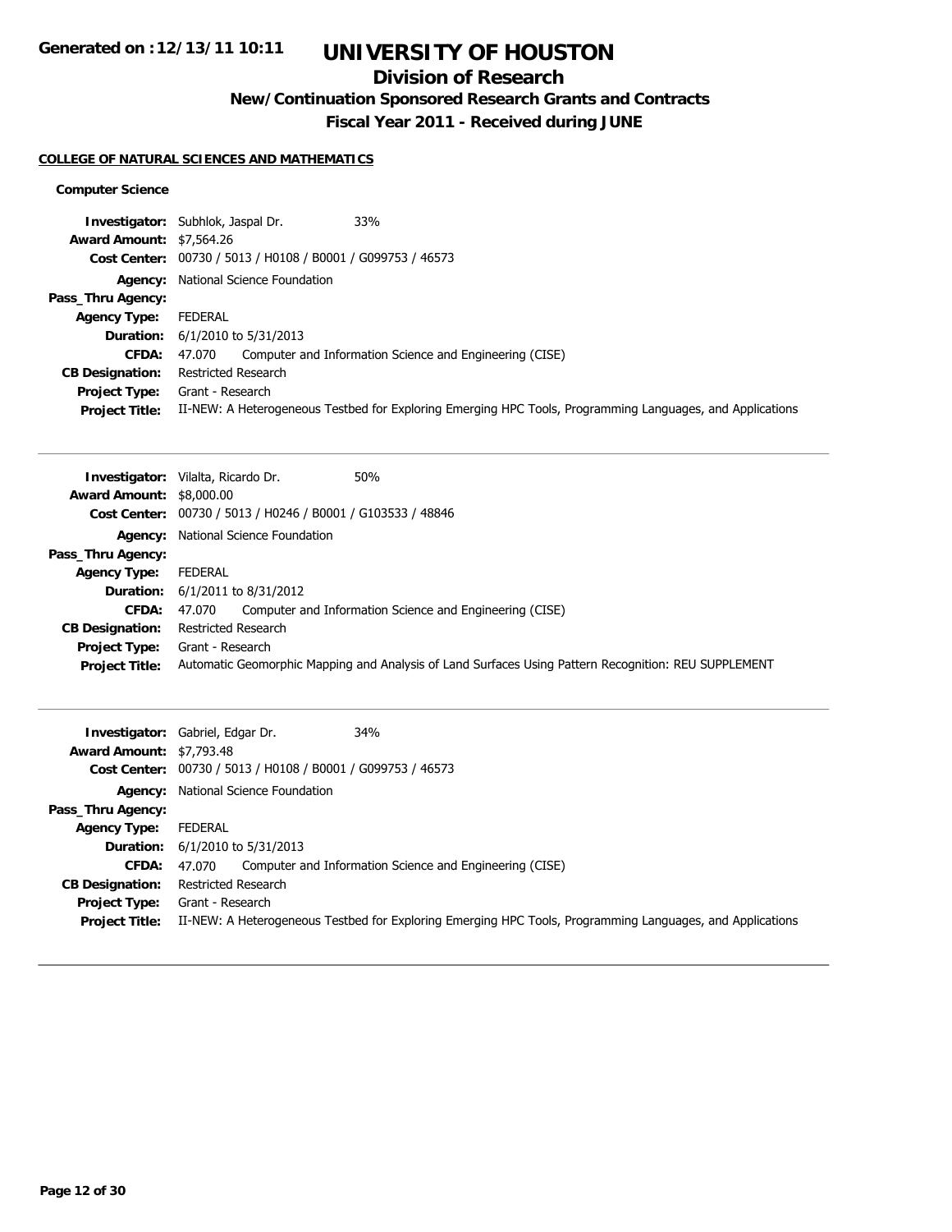# UNIVERSITY OF HOUSTON

## Division of Research

### New/Continuation Sponsored Research Grants and Contracts

### Fiscal Year 2011 - Received during JUNE

Generated on :12/13/11 10:11

**COLLEGE OF NATURAL SCIENCES AND MATHEMATICS**

**Computer Science**

| | |
|---|---|
| **Investigator:** | Subhlok, Jaspal Dr. 33% |
| **Award Amount:** | $7,564.26 |
| **Cost Center:** | 00730 / 5013 / H0108 / B0001 / G099753 / 46573 |
| **Agency:** | National Science Foundation |
| **Pass_Thru Agency:** | |
| **Agency Type:** | FEDERAL |
| **Duration:** | 6/1/2010 to 5/31/2013 |
| **CFDA:** | 47.070 Computer and Information Science and Engineering (CISE) |
| **CB Designation:** | Restricted Research |
| **Project Type:** | Grant - Research |
| **Project Title:** | II-NEW: A Heterogeneous Testbed for Exploring Emerging HPC Tools, Programming Languages, and Applications |

---

| | |
|---|---|
| **Investigator:** | Vilalta, Ricardo Dr. 50% |
| **Award Amount:** | $8,000.00 |
| **Cost Center:** | 00730 / 5013 / H0246 / B0001 / G103533 / 48846 |
| **Agency:** | National Science Foundation |
| **Pass_Thru Agency:** | |
| **Agency Type:** | FEDERAL |
| **Duration:** | 6/1/2011 to 8/31/2012 |
| **CFDA:** | 47.070 Computer and Information Science and Engineering (CISE) |
| **CB Designation:** | Restricted Research |
| **Project Type:** | Grant - Research |
| **Project Title:** | Automatic Geomorphic Mapping and Analysis of Land Surfaces Using Pattern Recognition: REU SUPPLEMENT |

---

| | |
|---|---|
| **Investigator:** | Gabriel, Edgar Dr. 34% |
| **Award Amount:** | $7,793.48 |
| **Cost Center:** | 00730 / 5013 / H0108 / B0001 / G099753 / 46573 |
| **Agency:** | National Science Foundation |
| **Pass_Thru Agency:** | |
| **Agency Type:** | FEDERAL |
| **Duration:** | 6/1/2010 to 5/31/2013 |
| **CFDA:** | 47.070 Computer and Information Science and Engineering (CISE) |
| **CB Designation:** | Restricted Research |
| **Project Type:** | Grant - Research |
| **Project Title:** | II-NEW: A Heterogeneous Testbed for Exploring Emerging HPC Tools, Programming Languages, and Applications |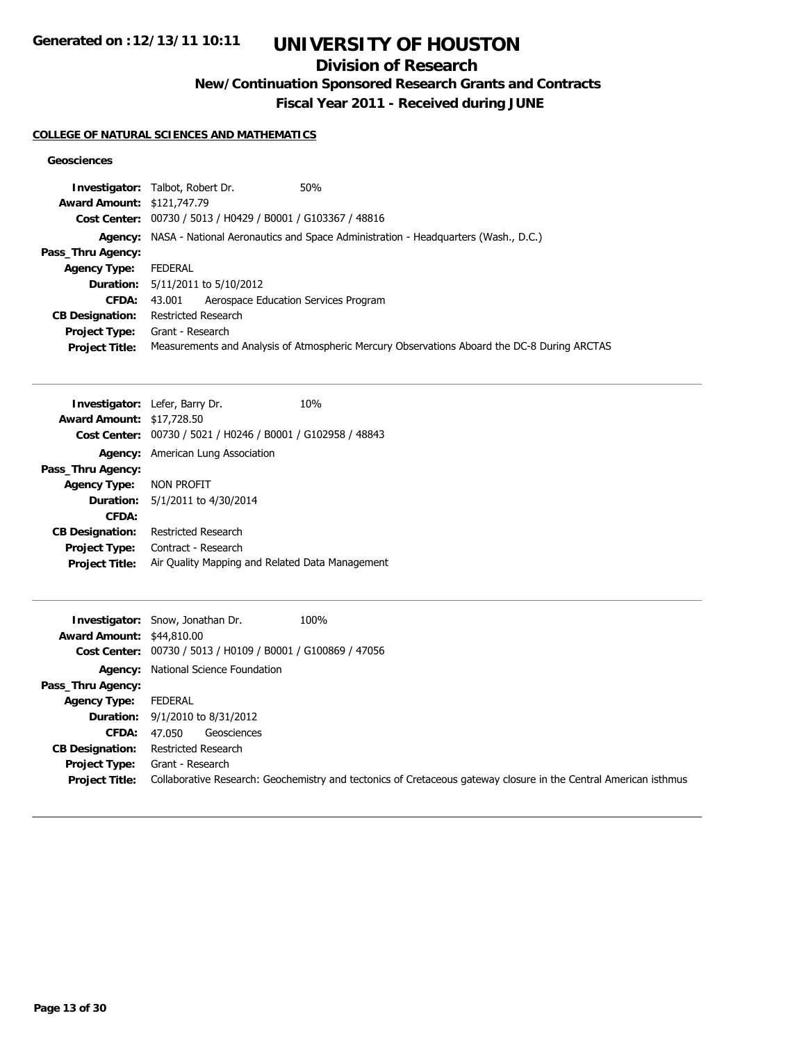# UNIVERSITY OF HOUSTON

## Division of Research

### New/Continuation Sponsored Research Grants and Contracts

### Fiscal Year 2011 - Received during JUNE

Generated on :12/13/11 10:11

**COLLEGE OF NATURAL SCIENCES AND MATHEMATICS**

**Geosciences**

| | |
|---|---|
| **Investigator:** | Talbot, Robert Dr. 50% |
| **Award Amount:** | $121,747.79 |
| **Cost Center:** | 00730 / 5013 / H0429 / B0001 / G103367 / 48816 |
| **Agency:** | NASA - National Aeronautics and Space Administration - Headquarters (Wash., D.C.) |
| **Pass_Thru Agency:** | |
| **Agency Type:** | FEDERAL |
| **Duration:** | 5/11/2011 to 5/10/2012 |
| **CFDA:** | 43.001 Aerospace Education Services Program |
| **CB Designation:** | Restricted Research |
| **Project Type:** | Grant - Research |
| **Project Title:** | Measurements and Analysis of Atmospheric Mercury Observations Aboard the DC-8 During ARCTAS |

---

| | |
|---|---|
| **Investigator:** | Lefer, Barry Dr. 10% |
| **Award Amount:** | $17,728.50 |
| **Cost Center:** | 00730 / 5021 / H0246 / B0001 / G102958 / 48843 |
| **Agency:** | American Lung Association |
| **Pass_Thru Agency:** | |
| **Agency Type:** | NON PROFIT |
| **Duration:** | 5/1/2011 to 4/30/2014 |
| **CFDA:** | |
| **CB Designation:** | Restricted Research |
| **Project Type:** | Contract - Research |
| **Project Title:** | Air Quality Mapping and Related Data Management |

---

| | |
|---|---|
| **Investigator:** | Snow, Jonathan Dr. 100% |
| **Award Amount:** | $44,810.00 |
| **Cost Center:** | 00730 / 5013 / H0109 / B0001 / G100869 / 47056 |
| **Agency:** | National Science Foundation |
| **Pass_Thru Agency:** | |
| **Agency Type:** | FEDERAL |
| **Duration:** | 9/1/2010 to 8/31/2012 |
| **CFDA:** | 47.050 Geosciences |
| **CB Designation:** | Restricted Research |
| **Project Type:** | Grant - Research |
| **Project Title:** | Collaborative Research: Geochemistry and tectonics of Cretaceous gateway closure in the Central American isthmus |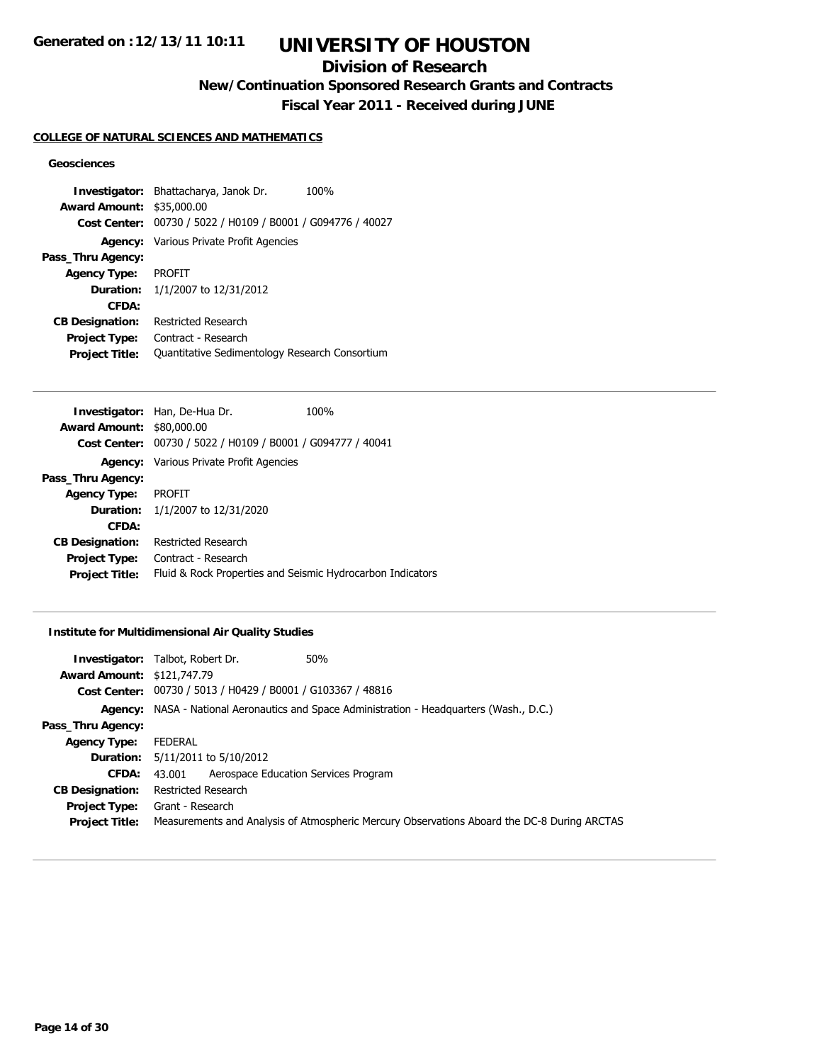**Generated on :12/13/11 10:11**

# UNIVERSITY OF HOUSTON

## Division of Research

### New/Continuation Sponsored Research Grants and Contracts

### Fiscal Year 2011 - Received during JUNE

**COLLEGE OF NATURAL SCIENCES AND MATHEMATICS**

**Geosciences**

**Investigator:** Bhattacharya, Janok Dr. 100%
**Award Amount:** $35,000.00
**Cost Center:** 00730 / 5022 / H0109 / B0001 / G094776 / 40027
**Agency:** Various Private Profit Agencies
**Pass_Thru Agency:**
**Agency Type:** PROFIT
**Duration:** 1/1/2007 to 12/31/2012
**CFDA:**
**CB Designation:** Restricted Research
**Project Type:** Contract - Research
**Project Title:** Quantitative Sedimentology Research Consortium

---

**Investigator:** Han, De-Hua Dr. 100%
**Award Amount:** $80,000.00
**Cost Center:** 00730 / 5022 / H0109 / B0001 / G094777 / 40041
**Agency:** Various Private Profit Agencies
**Pass_Thru Agency:**
**Agency Type:** PROFIT
**Duration:** 1/1/2007 to 12/31/2020
**CFDA:**
**CB Designation:** Restricted Research
**Project Type:** Contract - Research
**Project Title:** Fluid & Rock Properties and Seismic Hydrocarbon Indicators

---

**Institute for Multidimensional Air Quality Studies**

**Investigator:** Talbot, Robert Dr. 50%
**Award Amount:** $121,747.79
**Cost Center:** 00730 / 5013 / H0429 / B0001 / G103367 / 48816
**Agency:** NASA - National Aeronautics and Space Administration - Headquarters (Wash., D.C.)
**Pass_Thru Agency:**
**Agency Type:** FEDERAL
**Duration:** 5/11/2011 to 5/10/2012
**CFDA:** 43.001 Aerospace Education Services Program
**CB Designation:** Restricted Research
**Project Type:** Grant - Research
**Project Title:** Measurements and Analysis of Atmospheric Mercury Observations Aboard the DC-8 During ARCTAS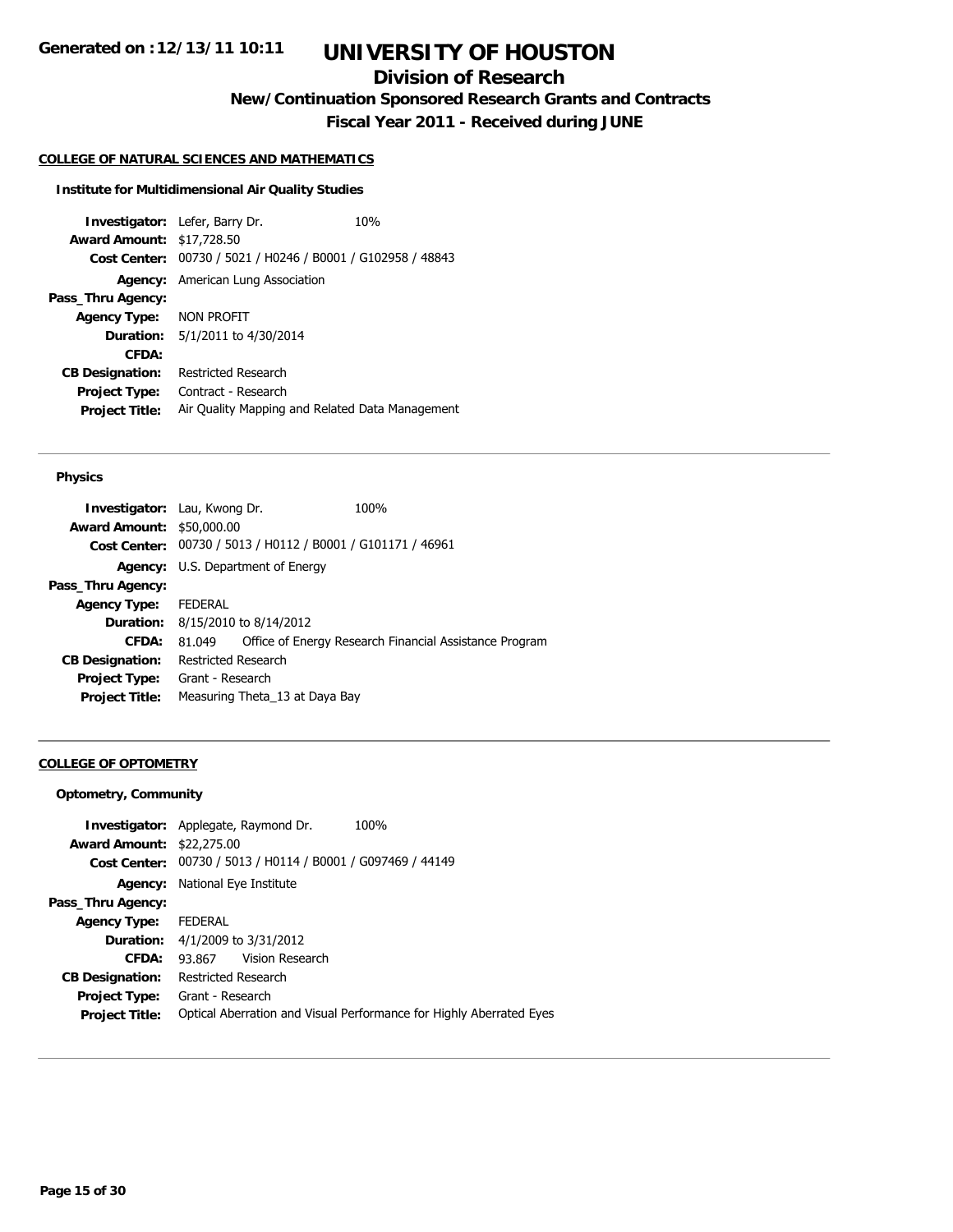# UNIVERSITY OF HOUSTON

## Division of Research

### New/Continuation Sponsored Research Grants and Contracts

### Fiscal Year 2011 - Received during JUNE

**COLLEGE OF NATURAL SCIENCES AND MATHEMATICS**

**Institute for Multidimensional Air Quality Studies**

**Investigator:** Lefer, Barry Dr. 10%
**Award Amount:** $17,728.50
**Cost Center:** 00730 / 5021 / H0246 / B0001 / G102958 / 48843
**Agency:** American Lung Association
**Pass_Thru Agency:**
**Agency Type:** NON PROFIT
**Duration:** 5/1/2011 to 4/30/2014
**CFDA:**
**CB Designation:** Restricted Research
**Project Type:** Contract - Research
**Project Title:** Air Quality Mapping and Related Data Management

---

**Physics**

**Investigator:** Lau, Kwong Dr. 100%
**Award Amount:** $50,000.00
**Cost Center:** 00730 / 5013 / H0112 / B0001 / G101171 / 46961
**Agency:** U.S. Department of Energy
**Pass_Thru Agency:**
**Agency Type:** FEDERAL
**Duration:** 8/15/2010 to 8/14/2012
**CFDA:** 81.049 Office of Energy Research Financial Assistance Program
**CB Designation:** Restricted Research
**Project Type:** Grant - Research
**Project Title:** Measuring Theta_13 at Daya Bay

---

**COLLEGE OF OPTOMETRY**

**Optometry, Community**

**Investigator:** Applegate, Raymond Dr. 100%
**Award Amount:** $22,275.00
**Cost Center:** 00730 / 5013 / H0114 / B0001 / G097469 / 44149
**Agency:** National Eye Institute
**Pass_Thru Agency:**
**Agency Type:** FEDERAL
**Duration:** 4/1/2009 to 3/31/2012
**CFDA:** 93.867 Vision Research
**CB Designation:** Restricted Research
**Project Type:** Grant - Research
**Project Title:** Optical Aberration and Visual Performance for Highly Aberrated Eyes

---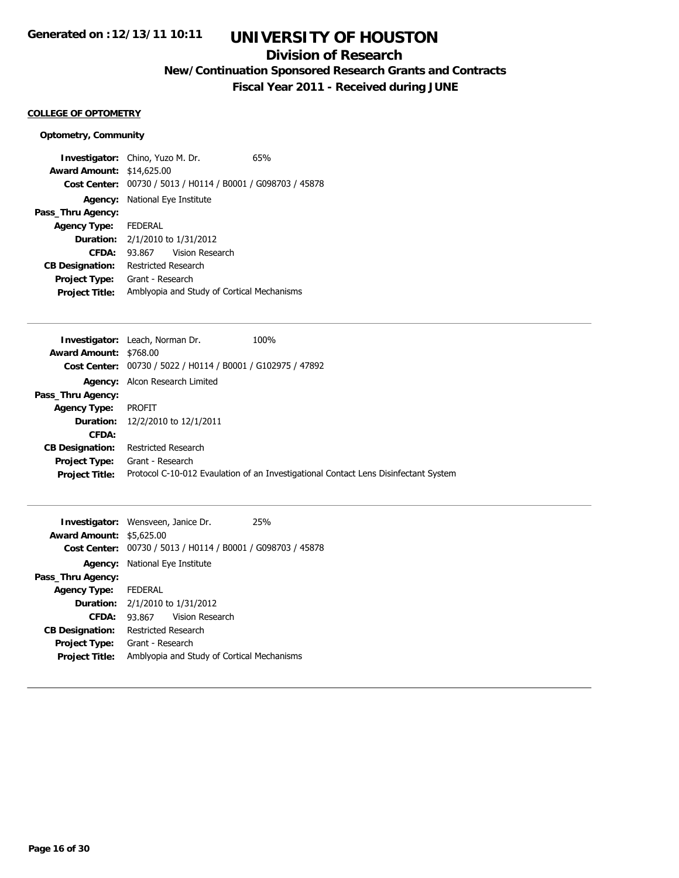# UNIVERSITY OF HOUSTON

## Division of Research

### New/Continuation Sponsored Research Grants and Contracts

### Fiscal Year 2011 - Received during JUNE

Generated on :12/13/11 10:11

**COLLEGE OF OPTOMETRY**

**Optometry, Community**

**Investigator:** Chino, Yuzo M. Dr. 65%
**Award Amount:** $14,625.00
**Cost Center:** 00730 / 5013 / H0114 / B0001 / G098703 / 45878
**Agency:** National Eye Institute
**Pass_Thru Agency:**
**Agency Type:** FEDERAL
**Duration:** 2/1/2010 to 1/31/2012
**CFDA:** 93.867 Vision Research
**CB Designation:** Restricted Research
**Project Type:** Grant - Research
**Project Title:** Amblyopia and Study of Cortical Mechanisms

---

**Investigator:** Leach, Norman Dr. 100%
**Award Amount:** $768.00
**Cost Center:** 00730 / 5022 / H0114 / B0001 / G102975 / 47892
**Agency:** Alcon Research Limited
**Pass_Thru Agency:**
**Agency Type:** PROFIT
**Duration:** 12/2/2010 to 12/1/2011
**CFDA:**
**CB Designation:** Restricted Research
**Project Type:** Grant - Research
**Project Title:** Protocol C-10-012 Evaulation of an Investigational Contact Lens Disinfectant System

---

**Investigator:** Wensveen, Janice Dr. 25%
**Award Amount:** $5,625.00
**Cost Center:** 00730 / 5013 / H0114 / B0001 / G098703 / 45878
**Agency:** National Eye Institute
**Pass_Thru Agency:**
**Agency Type:** FEDERAL
**Duration:** 2/1/2010 to 1/31/2012
**CFDA:** 93.867 Vision Research
**CB Designation:** Restricted Research
**Project Type:** Grant - Research
**Project Title:** Amblyopia and Study of Cortical Mechanisms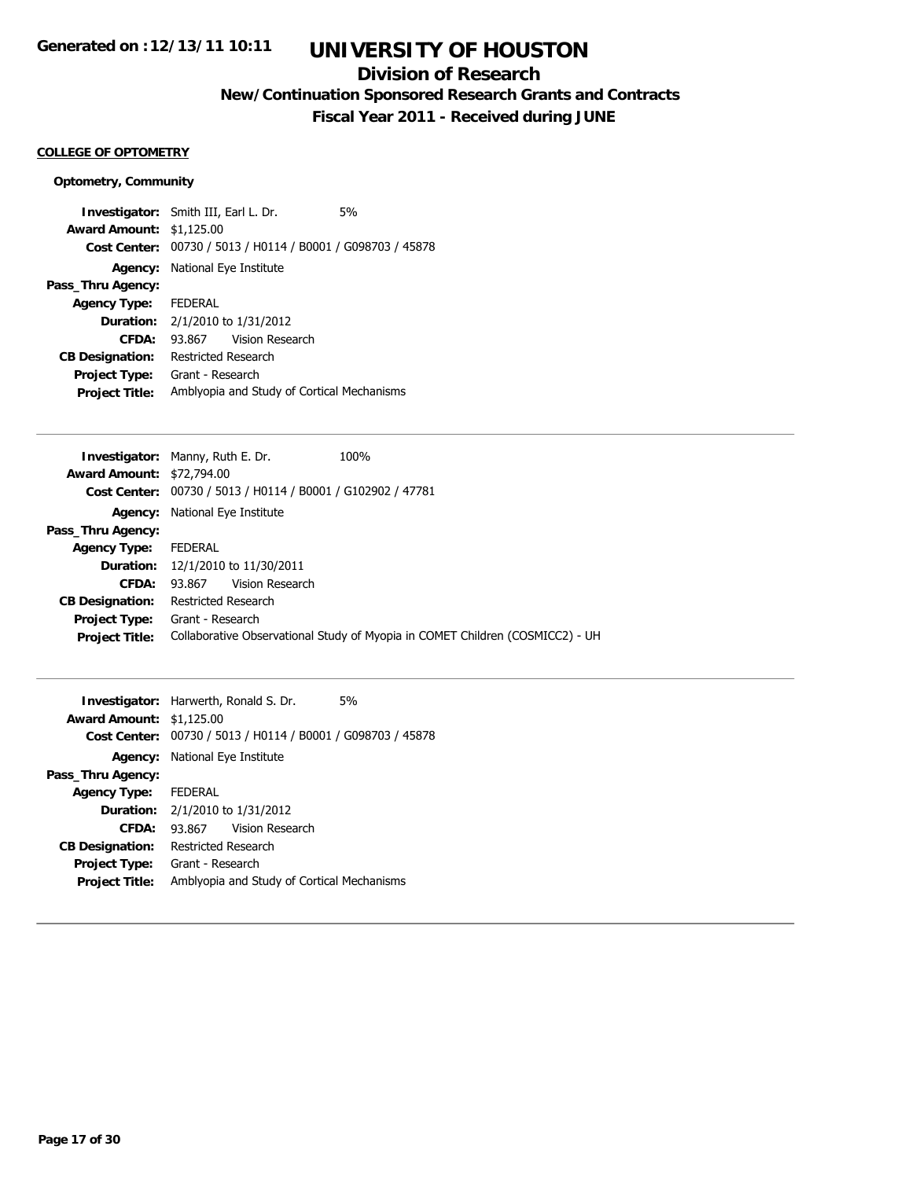# UNIVERSITY OF HOUSTON

## Division of Research

### New/Continuation Sponsored Research Grants and Contracts

### Fiscal Year 2011 - Received during JUNE

**COLLEGE OF OPTOMETRY**

**Optometry, Community**

| | | |
|---|---|---|
| **Investigator:** | Smith III, Earl L. Dr. | 5% |
| **Award Amount:** | $1,125.00 | |
| **Cost Center:** | 00730 / 5013 / H0114 / B0001 / G098703 / 45878 | |
| **Agency:** | National Eye Institute | |
| **Pass_Thru Agency:** | | |
| **Agency Type:** | FEDERAL | |
| **Duration:** | 2/1/2010 to 1/31/2012 | |
| **CFDA:** | 93.867 Vision Research | |
| **CB Designation:** | Restricted Research | |
| **Project Type:** | Grant - Research | |
| **Project Title:** | Amblyopia and Study of Cortical Mechanisms | |

| | | |
|---|---|---|
| **Investigator:** | Manny, Ruth E. Dr. | 100% |
| **Award Amount:** | $72,794.00 | |
| **Cost Center:** | 00730 / 5013 / H0114 / B0001 / G102902 / 47781 | |
| **Agency:** | National Eye Institute | |
| **Pass_Thru Agency:** | | |
| **Agency Type:** | FEDERAL | |
| **Duration:** | 12/1/2010 to 11/30/2011 | |
| **CFDA:** | 93.867 Vision Research | |
| **CB Designation:** | Restricted Research | |
| **Project Type:** | Grant - Research | |
| **Project Title:** | Collaborative Observational Study of Myopia in COMET Children (COSMICC2) - UH | |

| | | |
|---|---|---|
| **Investigator:** | Harwerth, Ronald S. Dr. | 5% |
| **Award Amount:** | $1,125.00 | |
| **Cost Center:** | 00730 / 5013 / H0114 / B0001 / G098703 / 45878 | |
| **Agency:** | National Eye Institute | |
| **Pass_Thru Agency:** | | |
| **Agency Type:** | FEDERAL | |
| **Duration:** | 2/1/2010 to 1/31/2012 | |
| **CFDA:** | 93.867 Vision Research | |
| **CB Designation:** | Restricted Research | |
| **Project Type:** | Grant - Research | |
| **Project Title:** | Amblyopia and Study of Cortical Mechanisms | |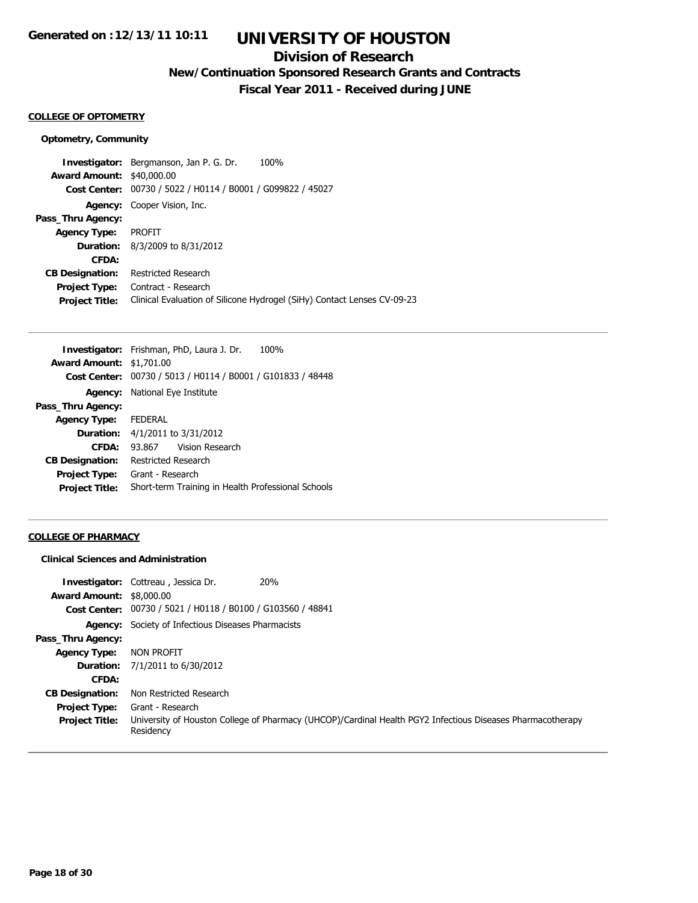**COLLEGE OF OPTOMETRY**

**Optometry, Community**

| | |
|---|---|
| **Investigator:** | Bergmanson, Jan P. G. Dr. 100% |
| **Award Amount:** | $40,000.00 |
| **Cost Center:** | 00730 / 5022 / H0114 / B0001 / G099822 / 45027 |
| **Agency:** | Cooper Vision, Inc. |
| **Pass_Thru Agency:** | |
| **Agency Type:** | PROFIT |
| **Duration:** | 8/3/2009 to 8/31/2012 |
| **CFDA:** | |
| **CB Designation:** | Restricted Research |
| **Project Type:** | Contract - Research |
| **Project Title:** | Clinical Evaluation of Silicone Hydrogel (SiHy) Contact Lenses CV-09-23 |

| | |
|---|---|
| **Investigator:** | Frishman, PhD, Laura J. Dr. 100% |
| **Award Amount:** | $1,701.00 |
| **Cost Center:** | 00730 / 5013 / H0114 / B0001 / G101833 / 48448 |
| **Agency:** | National Eye Institute |
| **Pass_Thru Agency:** | |
| **Agency Type:** | FEDERAL |
| **Duration:** | 4/1/2011 to 3/31/2012 |
| **CFDA:** | 93.867 Vision Research |
| **CB Designation:** | Restricted Research |
| **Project Type:** | Grant - Research |
| **Project Title:** | Short-term Training in Health Professional Schools |

**COLLEGE OF PHARMACY**

**Clinical Sciences and Administration**

| | |
|---|---|
| **Investigator:** | Cottreau , Jessica Dr. 20% |
| **Award Amount:** | $8,000.00 |
| **Cost Center:** | 00730 / 5021 / H0118 / B0100 / G103560 / 48841 |
| **Agency:** | Society of Infectious Diseases Pharmacists |
| **Pass_Thru Agency:** | |
| **Agency Type:** | NON PROFIT |
| **Duration:** | 7/1/2011 to 6/30/2012 |
| **CFDA:** | |
| **CB Designation:** | Non Restricted Research |
| **Project Type:** | Grant - Research |
| **Project Title:** | University of Houston College of Pharmacy (UHCOP)/Cardinal Health PGY2 Infectious Diseases Pharmacotherapy Residency |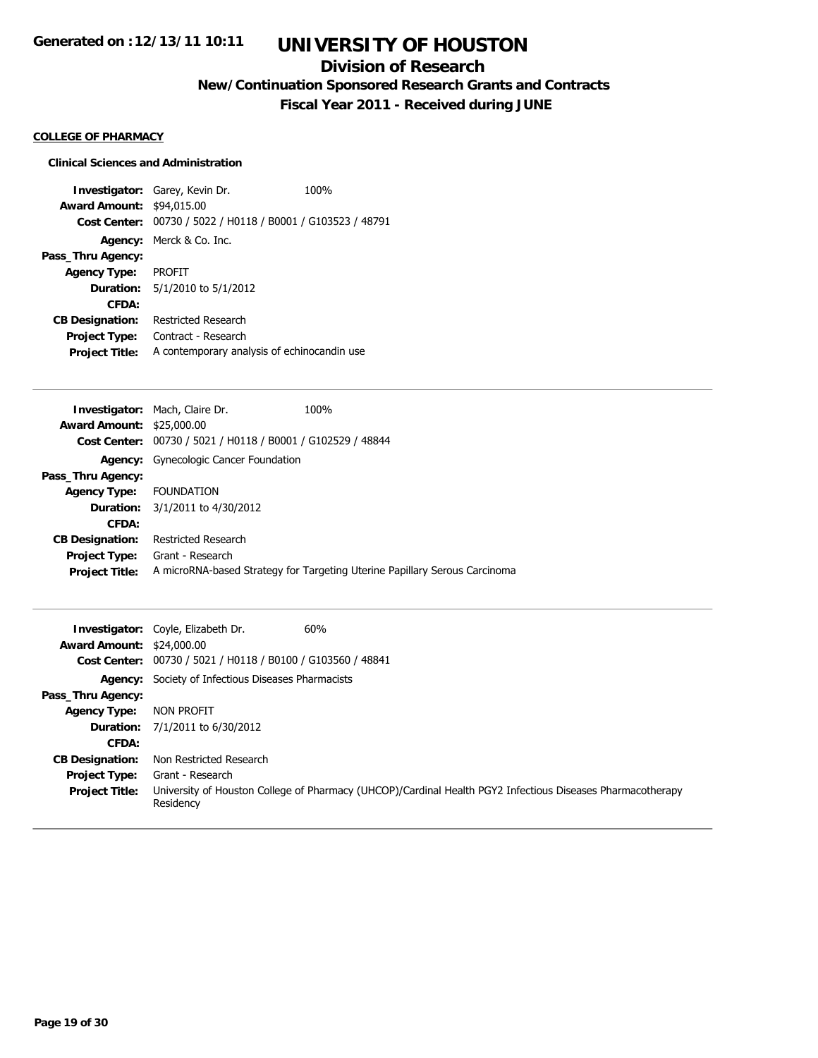**COLLEGE OF PHARMACY**

**Clinical Sciences and Administration**

**Investigator:** Garey, Kevin Dr. 100%
**Award Amount:** $94,015.00
**Cost Center:** 00730 / 5022 / H0118 / B0001 / G103523 / 48791
**Agency:** Merck & Co. Inc.
**Pass_Thru Agency:**
**Agency Type:** PROFIT
**Duration:** 5/1/2010 to 5/1/2012
**CFDA:**
**CB Designation:** Restricted Research
**Project Type:** Contract - Research
**Project Title:** A contemporary analysis of echinocandin use

---

**Investigator:** Mach, Claire Dr. 100%
**Award Amount:** $25,000.00
**Cost Center:** 00730 / 5021 / H0118 / B0001 / G102529 / 48844
**Agency:** Gynecologic Cancer Foundation
**Pass_Thru Agency:**
**Agency Type:** FOUNDATION
**Duration:** 3/1/2011 to 4/30/2012
**CFDA:**
**CB Designation:** Restricted Research
**Project Type:** Grant - Research
**Project Title:** A microRNA-based Strategy for Targeting Uterine Papillary Serous Carcinoma

---

**Investigator:** Coyle, Elizabeth Dr. 60%
**Award Amount:** $24,000.00
**Cost Center:** 00730 / 5021 / H0118 / B0100 / G103560 / 48841
**Agency:** Society of Infectious Diseases Pharmacists
**Pass_Thru Agency:**
**Agency Type:** NON PROFIT
**Duration:** 7/1/2011 to 6/30/2012
**CFDA:**
**CB Designation:** Non Restricted Research
**Project Type:** Grant - Research
**Project Title:** University of Houston College of Pharmacy (UHCOP)/Cardinal Health PGY2 Infectious Diseases Pharmacotherapy Residency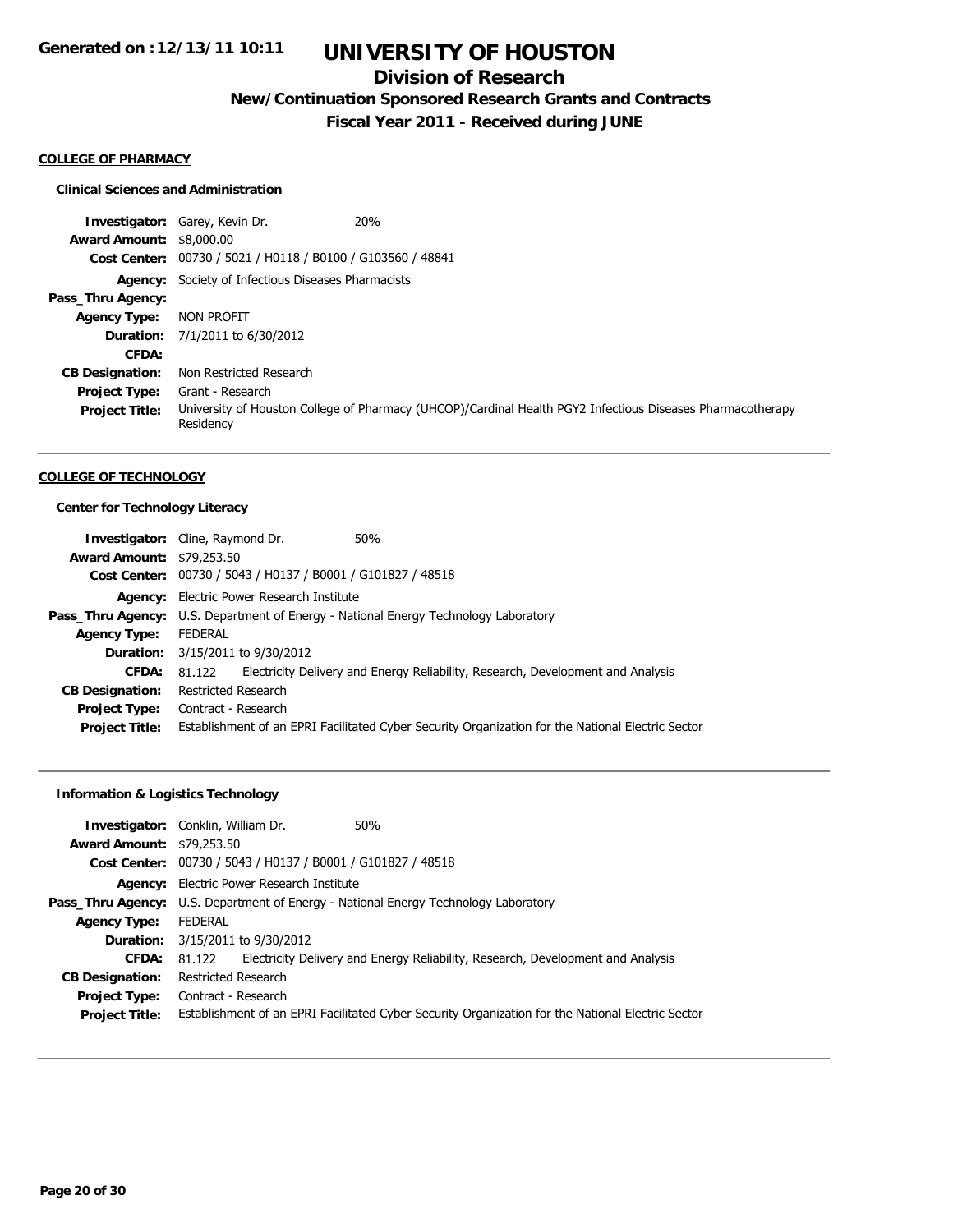## COLLEGE OF PHARMACY

### Clinical Sciences and Administration

**Investigator:** Garey, Kevin Dr. 20%
**Award Amount:** $8,000.00
**Cost Center:** 00730 / 5021 / H0118 / B0100 / G103560 / 48841
**Agency:** Society of Infectious Diseases Pharmacists
**Pass_Thru Agency:**
**Agency Type:** NON PROFIT
**Duration:** 7/1/2011 to 6/30/2012
**CFDA:**
**CB Designation:** Non Restricted Research
**Project Type:** Grant - Research
**Project Title:** University of Houston College of Pharmacy (UHCOP)/Cardinal Health PGY2 Infectious Diseases Pharmacotherapy Residency

---

## COLLEGE OF TECHNOLOGY

### Center for Technology Literacy

**Investigator:** Cline, Raymond Dr. 50%
**Award Amount:** $79,253.50
**Cost Center:** 00730 / 5043 / H0137 / B0001 / G101827 / 48518
**Agency:** Electric Power Research Institute
**Pass_Thru Agency:** U.S. Department of Energy - National Energy Technology Laboratory
**Agency Type:** FEDERAL
**Duration:** 3/15/2011 to 9/30/2012
**CFDA:** 81.122 Electricity Delivery and Energy Reliability, Research, Development and Analysis
**CB Designation:** Restricted Research
**Project Type:** Contract - Research
**Project Title:** Establishment of an EPRI Facilitated Cyber Security Organization for the National Electric Sector

---

### Information & Logistics Technology

**Investigator:** Conklin, William Dr. 50%
**Award Amount:** $79,253.50
**Cost Center:** 00730 / 5043 / H0137 / B0001 / G101827 / 48518
**Agency:** Electric Power Research Institute
**Pass_Thru Agency:** U.S. Department of Energy - National Energy Technology Laboratory
**Agency Type:** FEDERAL
**Duration:** 3/15/2011 to 9/30/2012
**CFDA:** 81.122 Electricity Delivery and Energy Reliability, Research, Development and Analysis
**CB Designation:** Restricted Research
**Project Type:** Contract - Research
**Project Title:** Establishment of an EPRI Facilitated Cyber Security Organization for the National Electric Sector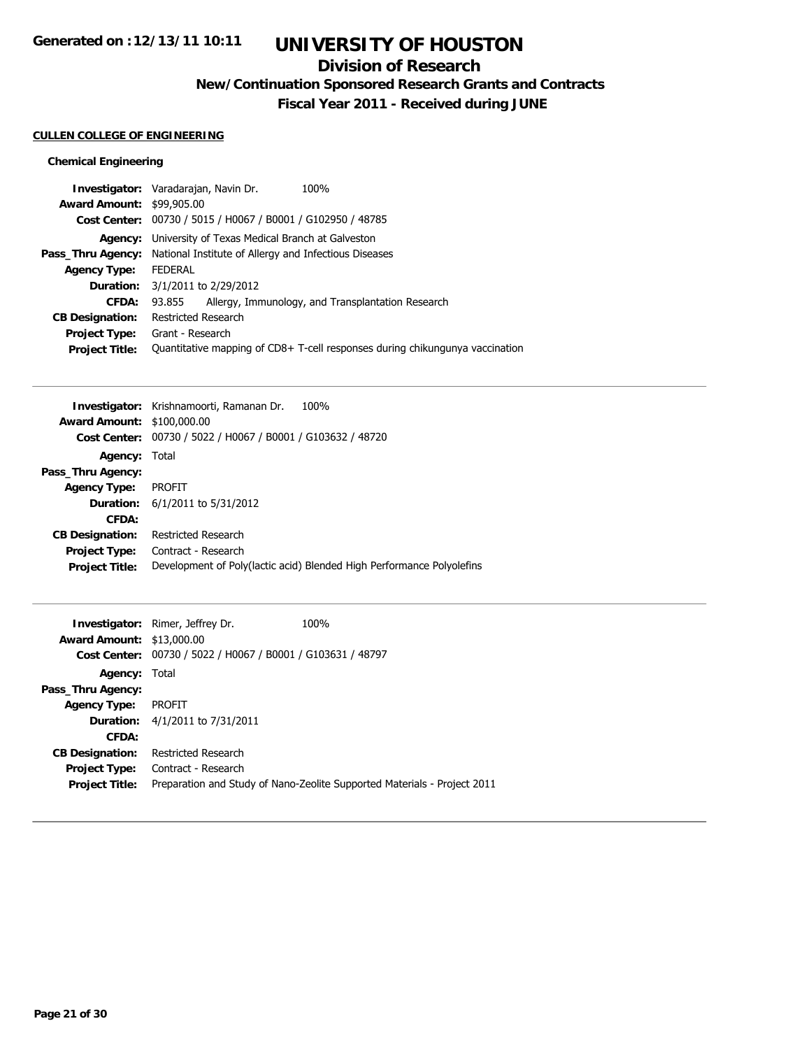# UNIVERSITY OF HOUSTON

## Division of Research

### New/Continuation Sponsored Research Grants and Contracts

### Fiscal Year 2011 - Received during JUNE

**CULLEN COLLEGE OF ENGINEERING**

**Chemical Engineering**

| | |
|---|---|
| **Investigator:** | Varadarajan, Navin Dr. 100% |
| **Award Amount:** | $99,905.00 |
| **Cost Center:** | 00730 / 5015 / H0067 / B0001 / G102950 / 48785 |
| **Agency:** | University of Texas Medical Branch at Galveston |
| **Pass_Thru Agency:** | National Institute of Allergy and Infectious Diseases |
| **Agency Type:** | FEDERAL |
| **Duration:** | 3/1/2011 to 2/29/2012 |
| **CFDA:** | 93.855 Allergy, Immunology, and Transplantation Research |
| **CB Designation:** | Restricted Research |
| **Project Type:** | Grant - Research |
| **Project Title:** | Quantitative mapping of CD8+ T-cell responses during chikungunya vaccination |

---

| | |
|---|---|
| **Investigator:** | Krishnamoorti, Ramanan Dr. 100% |
| **Award Amount:** | $100,000.00 |
| **Cost Center:** | 00730 / 5022 / H0067 / B0001 / G103632 / 48720 |
| **Agency:** | Total |
| **Pass_Thru Agency:** | |
| **Agency Type:** | PROFIT |
| **Duration:** | 6/1/2011 to 5/31/2012 |
| **CFDA:** | |
| **CB Designation:** | Restricted Research |
| **Project Type:** | Contract - Research |
| **Project Title:** | Development of Poly(lactic acid) Blended High Performance Polyolefins |

---

| | |
|---|---|
| **Investigator:** | Rimer, Jeffrey Dr. 100% |
| **Award Amount:** | $13,000.00 |
| **Cost Center:** | 00730 / 5022 / H0067 / B0001 / G103631 / 48797 |
| **Agency:** | Total |
| **Pass_Thru Agency:** | |
| **Agency Type:** | PROFIT |
| **Duration:** | 4/1/2011 to 7/31/2011 |
| **CFDA:** | |
| **CB Designation:** | Restricted Research |
| **Project Type:** | Contract - Research |
| **Project Title:** | Preparation and Study of Nano-Zeolite Supported Materials - Project 2011 |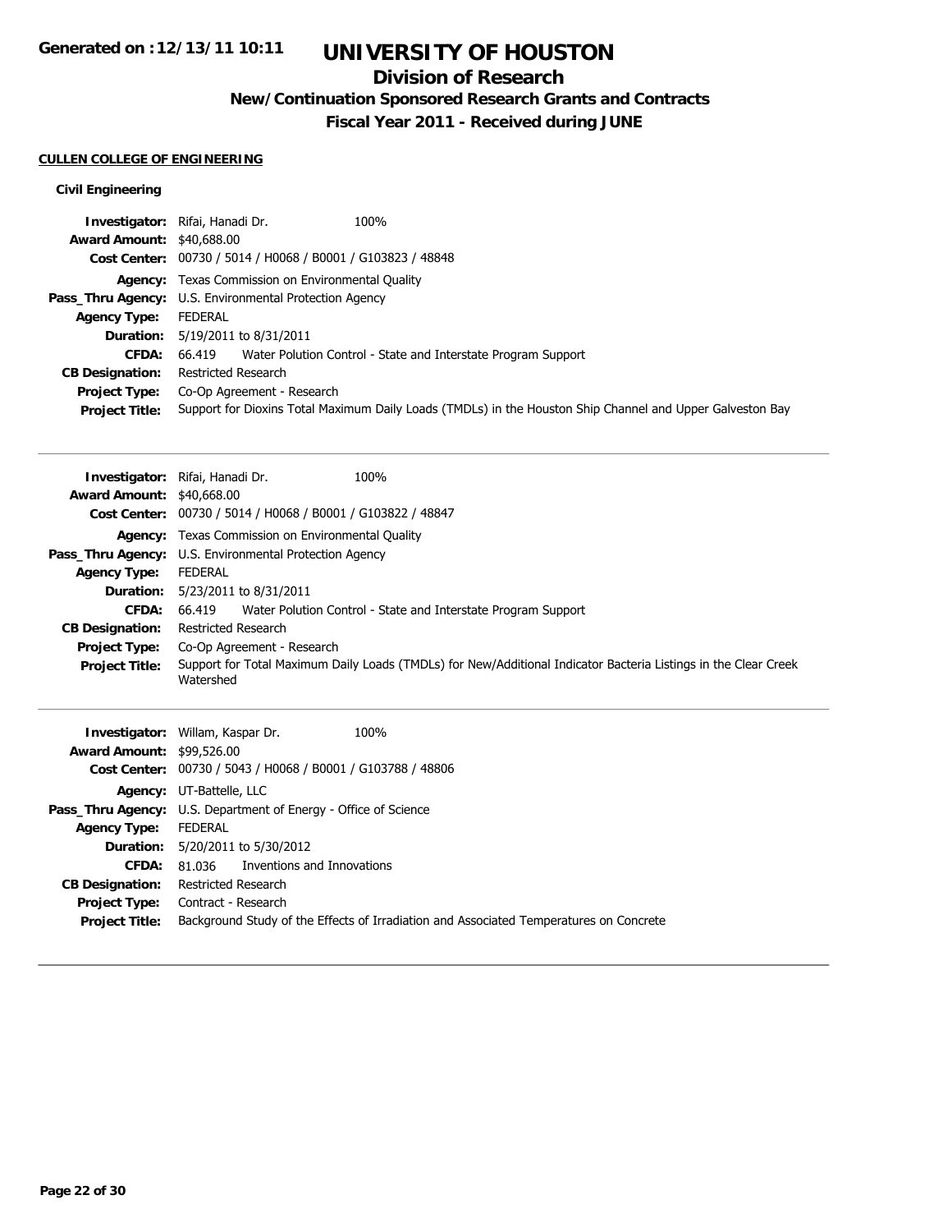# UNIVERSITY OF HOUSTON

## Division of Research

### New/Continuation Sponsored Research Grants and Contracts

### Fiscal Year 2011 - Received during JUNE

Generated on :12/13/11 10:11

**CULLEN COLLEGE OF ENGINEERING**

**Civil Engineering**

**Investigator:** Rifai, Hanadi Dr. 100%
**Award Amount:** $40,688.00
**Cost Center:** 00730 / 5014 / H0068 / B0001 / G103823 / 48848
**Agency:** Texas Commission on Environmental Quality
**Pass_Thru Agency:** U.S. Environmental Protection Agency
**Agency Type:** FEDERAL
**Duration:** 5/19/2011 to 8/31/2011
**CFDA:** 66.419 Water Polution Control - State and Interstate Program Support
**CB Designation:** Restricted Research
**Project Type:** Co-Op Agreement - Research
**Project Title:** Support for Dioxins Total Maximum Daily Loads (TMDLs) in the Houston Ship Channel and Upper Galveston Bay

---

**Investigator:** Rifai, Hanadi Dr. 100%
**Award Amount:** $40,668.00
**Cost Center:** 00730 / 5014 / H0068 / B0001 / G103822 / 48847
**Agency:** Texas Commission on Environmental Quality
**Pass_Thru Agency:** U.S. Environmental Protection Agency
**Agency Type:** FEDERAL
**Duration:** 5/23/2011 to 8/31/2011
**CFDA:** 66.419 Water Polution Control - State and Interstate Program Support
**CB Designation:** Restricted Research
**Project Type:** Co-Op Agreement - Research
**Project Title:** Support for Total Maximum Daily Loads (TMDLs) for New/Additional Indicator Bacteria Listings in the Clear Creek Watershed

---

**Investigator:** Willam, Kaspar Dr. 100%
**Award Amount:** $99,526.00
**Cost Center:** 00730 / 5043 / H0068 / B0001 / G103788 / 48806
**Agency:** UT-Battelle, LLC
**Pass_Thru Agency:** U.S. Department of Energy - Office of Science
**Agency Type:** FEDERAL
**Duration:** 5/20/2011 to 5/30/2012
**CFDA:** 81.036 Inventions and Innovations
**CB Designation:** Restricted Research
**Project Type:** Contract - Research
**Project Title:** Background Study of the Effects of Irradiation and Associated Temperatures on Concrete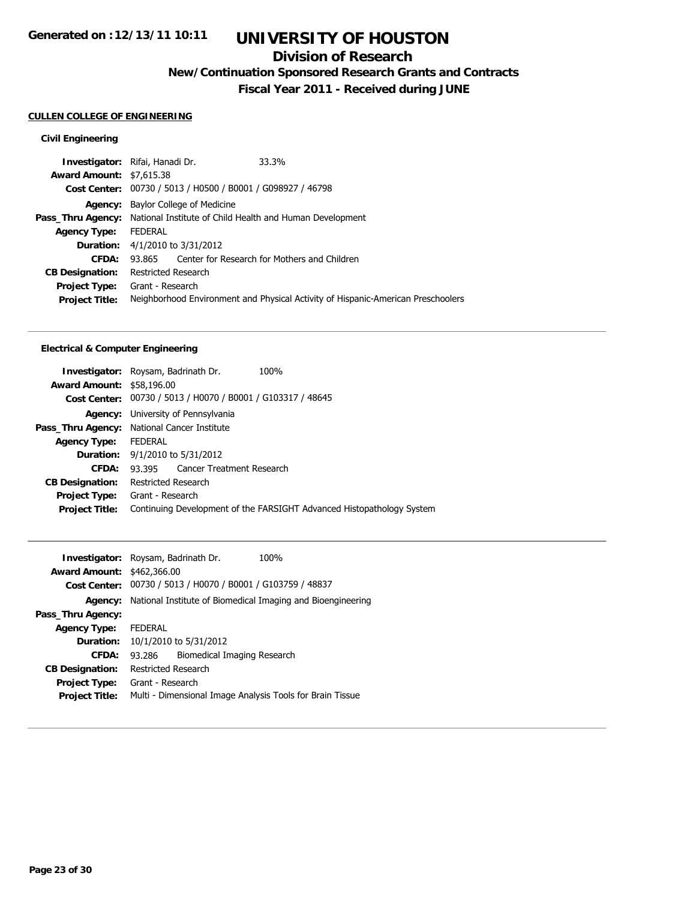# UNIVERSITY OF HOUSTON

## Division of Research

### New/Continuation Sponsored Research Grants and Contracts

### Fiscal Year 2011 - Received during JUNE

**CULLEN COLLEGE OF ENGINEERING**

**Civil Engineering**

| | |
|---|---|
| **Investigator:** | Rifai, Hanadi Dr. 33.3% |
| **Award Amount:** | $7,615.38 |
| **Cost Center:** | 00730 / 5013 / H0500 / B0001 / G098927 / 46798 |
| **Agency:** | Baylor College of Medicine |
| **Pass_Thru Agency:** | National Institute of Child Health and Human Development |
| **Agency Type:** | FEDERAL |
| **Duration:** | 4/1/2010 to 3/31/2012 |
| **CFDA:** | 93.865 Center for Research for Mothers and Children |
| **CB Designation:** | Restricted Research |
| **Project Type:** | Grant - Research |
| **Project Title:** | Neighborhood Environment and Physical Activity of Hispanic-American Preschoolers |

**Electrical & Computer Engineering**

| | |
|---|---|
| **Investigator:** | Roysam, Badrinath Dr. 100% |
| **Award Amount:** | $58,196.00 |
| **Cost Center:** | 00730 / 5013 / H0070 / B0001 / G103317 / 48645 |
| **Agency:** | University of Pennsylvania |
| **Pass_Thru Agency:** | National Cancer Institute |
| **Agency Type:** | FEDERAL |
| **Duration:** | 9/1/2010 to 5/31/2012 |
| **CFDA:** | 93.395 Cancer Treatment Research |
| **CB Designation:** | Restricted Research |
| **Project Type:** | Grant - Research |
| **Project Title:** | Continuing Development of the FARSIGHT Advanced Histopathology System |

| | |
|---|---|
| **Investigator:** | Roysam, Badrinath Dr. 100% |
| **Award Amount:** | $462,366.00 |
| **Cost Center:** | 00730 / 5013 / H0070 / B0001 / G103759 / 48837 |
| **Agency:** | National Institute of Biomedical Imaging and Bioengineering |
| **Pass_Thru Agency:** | |
| **Agency Type:** | FEDERAL |
| **Duration:** | 10/1/2010 to 5/31/2012 |
| **CFDA:** | 93.286 Biomedical Imaging Research |
| **CB Designation:** | Restricted Research |
| **Project Type:** | Grant - Research |
| **Project Title:** | Multi - Dimensional Image Analysis Tools for Brain Tissue |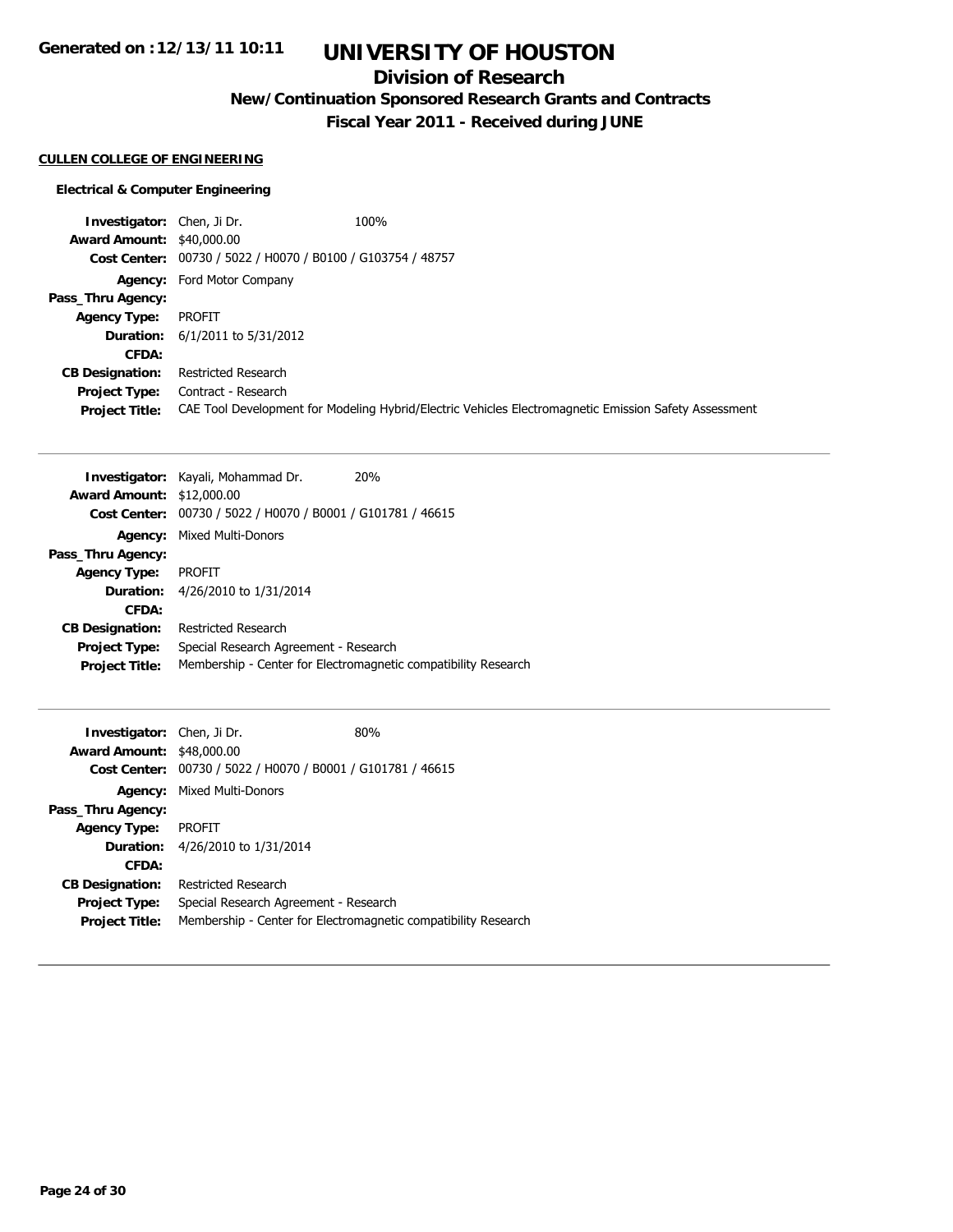# UNIVERSITY OF HOUSTON

## Division of Research

### New/Continuation Sponsored Research Grants and Contracts

### Fiscal Year 2011 - Received during JUNE

**CULLEN COLLEGE OF ENGINEERING**

**Electrical & Computer Engineering**

**Investigator:** Chen, Ji Dr. 100%
**Award Amount:** $40,000.00
**Cost Center:** 00730 / 5022 / H0070 / B0100 / G103754 / 48757
**Agency:** Ford Motor Company
**Pass_Thru Agency:**
**Agency Type:** PROFIT
**Duration:** 6/1/2011 to 5/31/2012
**CFDA:**
**CB Designation:** Restricted Research
**Project Type:** Contract - Research
**Project Title:** CAE Tool Development for Modeling Hybrid/Electric Vehicles Electromagnetic Emission Safety Assessment

---

**Investigator:** Kayali, Mohammad Dr. 20%
**Award Amount:** $12,000.00
**Cost Center:** 00730 / 5022 / H0070 / B0001 / G101781 / 46615
**Agency:** Mixed Multi-Donors
**Pass_Thru Agency:**
**Agency Type:** PROFIT
**Duration:** 4/26/2010 to 1/31/2014
**CFDA:**
**CB Designation:** Restricted Research
**Project Type:** Special Research Agreement - Research
**Project Title:** Membership - Center for Electromagnetic compatibility Research

---

**Investigator:** Chen, Ji Dr. 80%
**Award Amount:** $48,000.00
**Cost Center:** 00730 / 5022 / H0070 / B0001 / G101781 / 46615
**Agency:** Mixed Multi-Donors
**Pass_Thru Agency:**
**Agency Type:** PROFIT
**Duration:** 4/26/2010 to 1/31/2014
**CFDA:**
**CB Designation:** Restricted Research
**Project Type:** Special Research Agreement - Research
**Project Title:** Membership - Center for Electromagnetic compatibility Research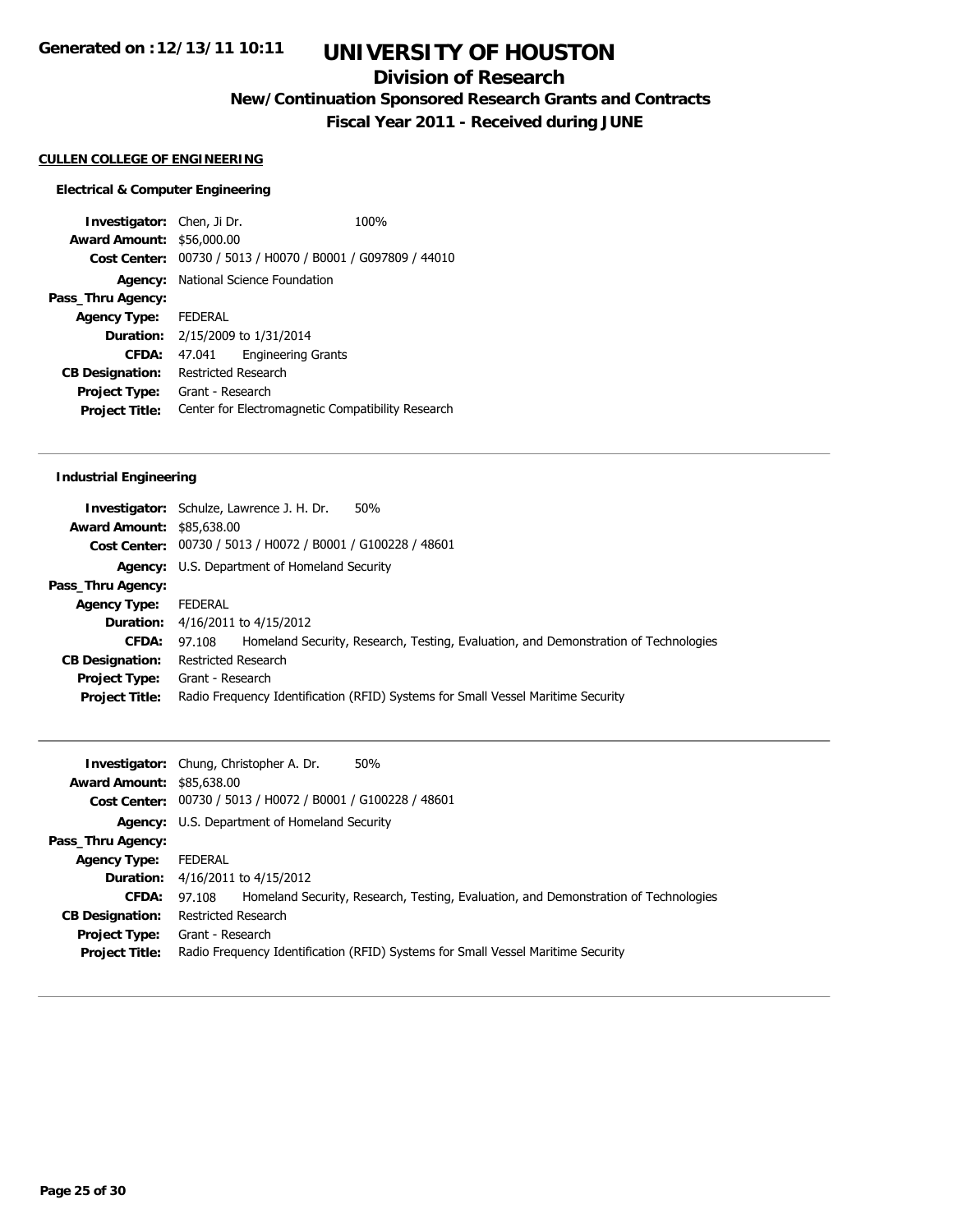# UNIVERSITY OF HOUSTON

## Division of Research

### New/Continuation Sponsored Research Grants and Contracts

### Fiscal Year 2011 - Received during JUNE

Generated on :12/13/11 10:11

**CULLEN COLLEGE OF ENGINEERING**

**Electrical & Computer Engineering**

| | | |
|---|---|---|
| **Investigator:** | Chen, Ji Dr. | 100% |
| **Award Amount:** | $56,000.00 | |
| **Cost Center:** | 00730 / 5013 / H0070 / B0001 / G097809 / 44010 | |
| **Agency:** | National Science Foundation | |
| **Pass_Thru Agency:** | | |
| **Agency Type:** | FEDERAL | |
| **Duration:** | 2/15/2009 to 1/31/2014 | |
| **CFDA:** | 47.041 Engineering Grants | |
| **CB Designation:** | Restricted Research | |
| **Project Type:** | Grant - Research | |
| **Project Title:** | Center for Electromagnetic Compatibility Research | |

**Industrial Engineering**

| | | |
|---|---|---|
| **Investigator:** | Schulze, Lawrence J. H. Dr. | 50% |
| **Award Amount:** | $85,638.00 | |
| **Cost Center:** | 00730 / 5013 / H0072 / B0001 / G100228 / 48601 | |
| **Agency:** | U.S. Department of Homeland Security | |
| **Pass_Thru Agency:** | | |
| **Agency Type:** | FEDERAL | |
| **Duration:** | 4/16/2011 to 4/15/2012 | |
| **CFDA:** | 97.108 Homeland Security, Research, Testing, Evaluation, and Demonstration of Technologies | |
| **CB Designation:** | Restricted Research | |
| **Project Type:** | Grant - Research | |
| **Project Title:** | Radio Frequency Identification (RFID) Systems for Small Vessel Maritime Security | |

| | | |
|---|---|---|
| **Investigator:** | Chung, Christopher A. Dr. | 50% |
| **Award Amount:** | $85,638.00 | |
| **Cost Center:** | 00730 / 5013 / H0072 / B0001 / G100228 / 48601 | |
| **Agency:** | U.S. Department of Homeland Security | |
| **Pass_Thru Agency:** | | |
| **Agency Type:** | FEDERAL | |
| **Duration:** | 4/16/2011 to 4/15/2012 | |
| **CFDA:** | 97.108 Homeland Security, Research, Testing, Evaluation, and Demonstration of Technologies | |
| **CB Designation:** | Restricted Research | |
| **Project Type:** | Grant - Research | |
| **Project Title:** | Radio Frequency Identification (RFID) Systems for Small Vessel Maritime Security | |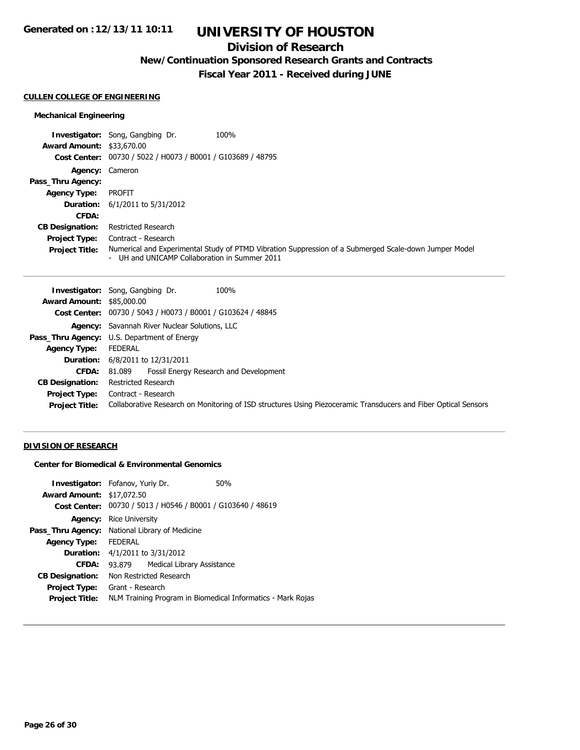# UNIVERSITY OF HOUSTON

## Division of Research

### New/Continuation Sponsored Research Grants and Contracts

### Fiscal Year 2011 - Received during JUNE

**CULLEN COLLEGE OF ENGINEERING**

**Mechanical Engineering**

**Investigator:** Song, Gangbing Dr. 100%
**Award Amount:** $33,670.00
**Cost Center:** 00730 / 5022 / H0073 / B0001 / G103689 / 48795
**Agency:** Cameron
**Pass_Thru Agency:**
**Agency Type:** PROFIT
**Duration:** 6/1/2011 to 5/31/2012
**CFDA:**
**CB Designation:** Restricted Research
**Project Type:** Contract - Research
**Project Title:** Numerical and Experimental Study of PTMD Vibration Suppression of a Submerged Scale-down Jumper Model - UH and UNICAMP Collaboration in Summer 2011

---

**Investigator:** Song, Gangbing Dr. 100%
**Award Amount:** $85,000.00
**Cost Center:** 00730 / 5043 / H0073 / B0001 / G103624 / 48845
**Agency:** Savannah River Nuclear Solutions, LLC
**Pass_Thru Agency:** U.S. Department of Energy
**Agency Type:** FEDERAL
**Duration:** 6/8/2011 to 12/31/2011
**CFDA:** 81.089 Fossil Energy Research and Development
**CB Designation:** Restricted Research
**Project Type:** Contract - Research
**Project Title:** Collaborative Research on Monitoring of ISD structures Using Piezoceramic Transducers and Fiber Optical Sensors

---

**DIVISION OF RESEARCH**

**Center for Biomedical & Environmental Genomics**

**Investigator:** Fofanov, Yuriy Dr. 50%
**Award Amount:** $17,072.50
**Cost Center:** 00730 / 5013 / H0546 / B0001 / G103640 / 48619
**Agency:** Rice University
**Pass_Thru Agency:** National Library of Medicine
**Agency Type:** FEDERAL
**Duration:** 4/1/2011 to 3/31/2012
**CFDA:** 93.879 Medical Library Assistance
**CB Designation:** Non Restricted Research
**Project Type:** Grant - Research
**Project Title:** NLM Training Program in Biomedical Informatics - Mark Rojas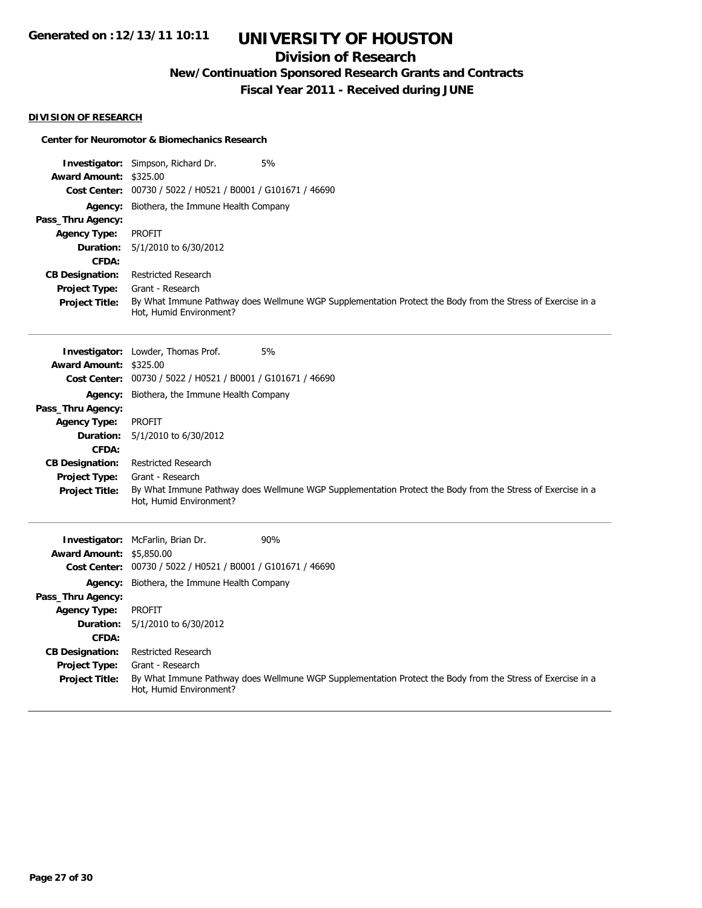**Generated on :12/13/11 10:11**

# UNIVERSITY OF HOUSTON

## Division of Research

### New/Continuation Sponsored Research Grants and Contracts

### Fiscal Year 2011 - Received during JUNE

**DIVISION OF RESEARCH**

**Center for Neuromotor & Biomechanics Research**

| | | |
|---|---|---|
| **Investigator:** | Simpson, Richard Dr. | 5% |
| **Award Amount:** | $325.00 | |
| **Cost Center:** | 00730 / 5022 / H0521 / B0001 / G101671 / 46690 | |
| **Agency:** | Biothera, the Immune Health Company | |
| **Pass_Thru Agency:** | | |
| **Agency Type:** | PROFIT | |
| **Duration:** | 5/1/2010 to 6/30/2012 | |
| **CFDA:** | | |
| **CB Designation:** | Restricted Research | |
| **Project Type:** | Grant - Research | |
| **Project Title:** | By What Immune Pathway does Wellmune WGP Supplementation Protect the Body from the Stress of Exercise in a Hot, Humid Environment? | |

---

| | | |
|---|---|---|
| **Investigator:** | Lowder, Thomas Prof. | 5% |
| **Award Amount:** | $325.00 | |
| **Cost Center:** | 00730 / 5022 / H0521 / B0001 / G101671 / 46690 | |
| **Agency:** | Biothera, the Immune Health Company | |
| **Pass_Thru Agency:** | | |
| **Agency Type:** | PROFIT | |
| **Duration:** | 5/1/2010 to 6/30/2012 | |
| **CFDA:** | | |
| **CB Designation:** | Restricted Research | |
| **Project Type:** | Grant - Research | |
| **Project Title:** | By What Immune Pathway does Wellmune WGP Supplementation Protect the Body from the Stress of Exercise in a Hot, Humid Environment? | |

---

| | | |
|---|---|---|
| **Investigator:** | McFarlin, Brian Dr. | 90% |
| **Award Amount:** | $5,850.00 | |
| **Cost Center:** | 00730 / 5022 / H0521 / B0001 / G101671 / 46690 | |
| **Agency:** | Biothera, the Immune Health Company | |
| **Pass_Thru Agency:** | | |
| **Agency Type:** | PROFIT | |
| **Duration:** | 5/1/2010 to 6/30/2012 | |
| **CFDA:** | | |
| **CB Designation:** | Restricted Research | |
| **Project Type:** | Grant - Research | |
| **Project Title:** | By What Immune Pathway does Wellmune WGP Supplementation Protect the Body from the Stress of Exercise in a Hot, Humid Environment? | |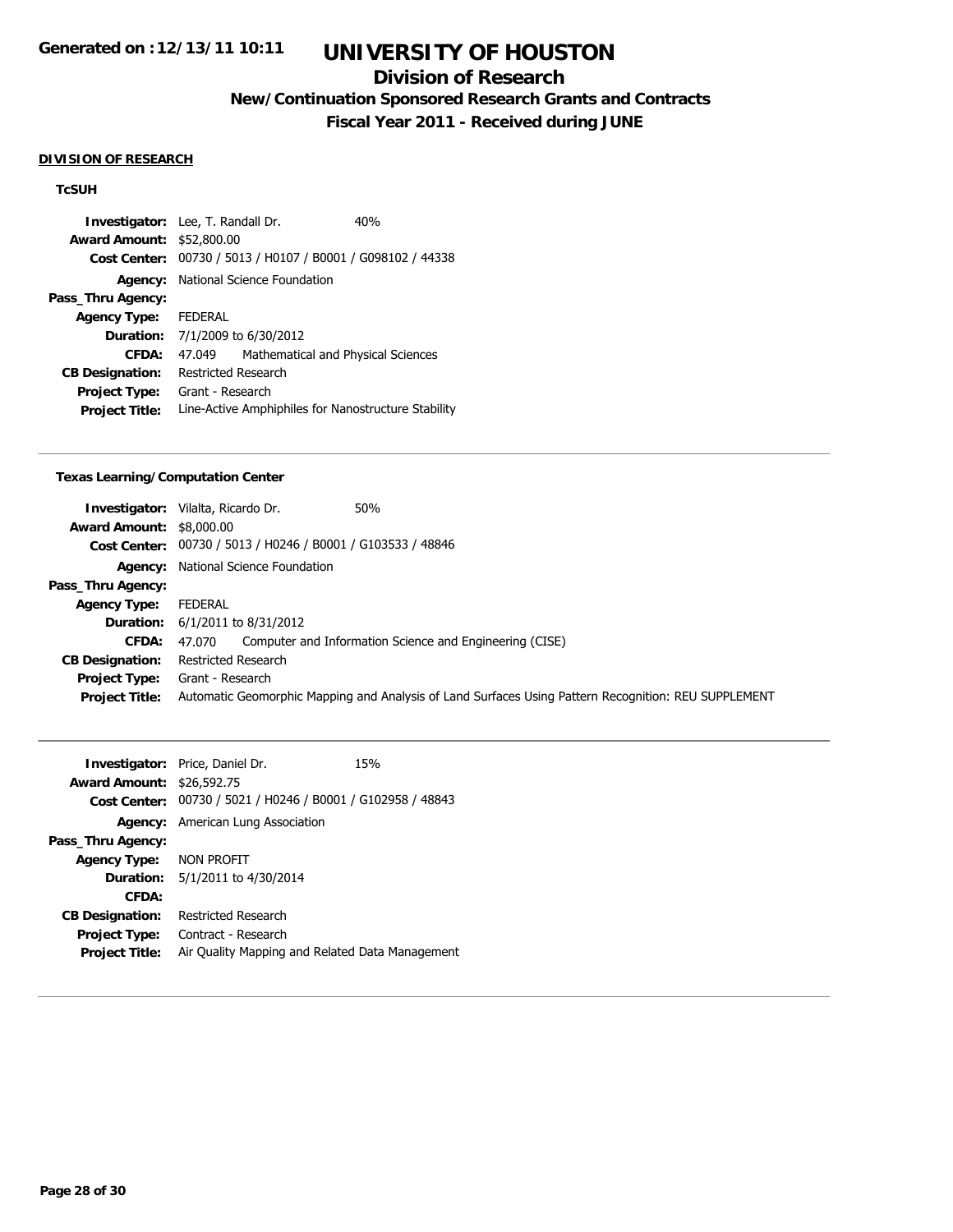**Generated on :12/13/11 10:11**

# UNIVERSITY OF HOUSTON

## Division of Research

### New/Continuation Sponsored Research Grants and Contracts

### Fiscal Year 2011 - Received during JUNE

**DIVISION OF RESEARCH**

**TcSUH**

| | | |
|---|---|---|
| **Investigator:** | Lee, T. Randall Dr. | 40% |
| **Award Amount:** | $52,800.00 | |
| **Cost Center:** | 00730 / 5013 / H0107 / B0001 / G098102 / 44338 | |
| **Agency:** | National Science Foundation | |
| **Pass_Thru Agency:** | | |
| **Agency Type:** | FEDERAL | |
| **Duration:** | 7/1/2009 to 6/30/2012 | |
| **CFDA:** | 47.049 Mathematical and Physical Sciences | |
| **CB Designation:** | Restricted Research | |
| **Project Type:** | Grant - Research | |
| **Project Title:** | Line-Active Amphiphiles for Nanostructure Stability | |

**Texas Learning/Computation Center**

| | | |
|---|---|---|
| **Investigator:** | Vilalta, Ricardo Dr. | 50% |
| **Award Amount:** | $8,000.00 | |
| **Cost Center:** | 00730 / 5013 / H0246 / B0001 / G103533 / 48846 | |
| **Agency:** | National Science Foundation | |
| **Pass_Thru Agency:** | | |
| **Agency Type:** | FEDERAL | |
| **Duration:** | 6/1/2011 to 8/31/2012 | |
| **CFDA:** | 47.070 Computer and Information Science and Engineering (CISE) | |
| **CB Designation:** | Restricted Research | |
| **Project Type:** | Grant - Research | |
| **Project Title:** | Automatic Geomorphic Mapping and Analysis of Land Surfaces Using Pattern Recognition: REU SUPPLEMENT | |

| | | |
|---|---|---|
| **Investigator:** | Price, Daniel Dr. | 15% |
| **Award Amount:** | $26,592.75 | |
| **Cost Center:** | 00730 / 5021 / H0246 / B0001 / G102958 / 48843 | |
| **Agency:** | American Lung Association | |
| **Pass_Thru Agency:** | | |
| **Agency Type:** | NON PROFIT | |
| **Duration:** | 5/1/2011 to 4/30/2014 | |
| **CFDA:** | | |
| **CB Designation:** | Restricted Research | |
| **Project Type:** | Contract - Research | |
| **Project Title:** | Air Quality Mapping and Related Data Management | |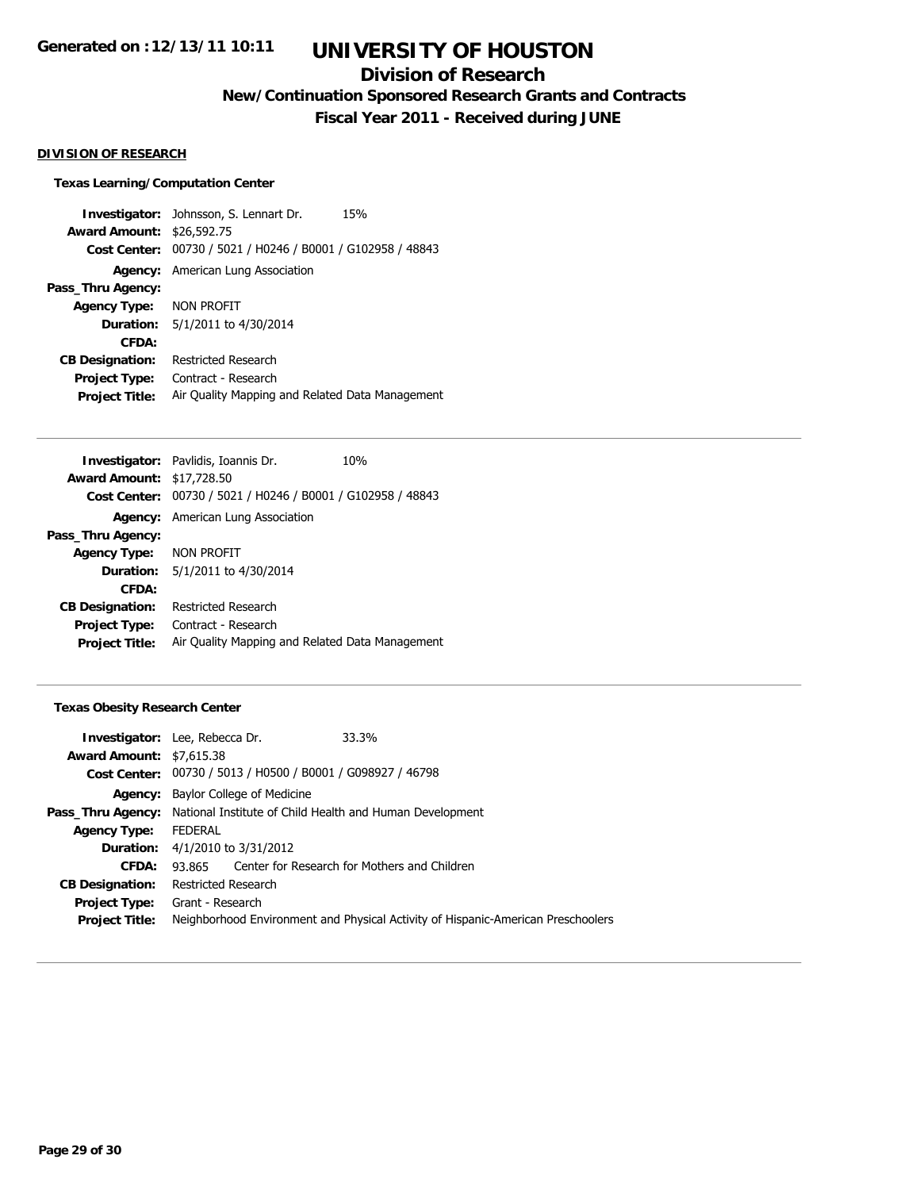#### DIVISION OF RESEARCH

##### Texas Learning/Computation Center

**Investigator:** Johnsson, S. Lennart Dr. 15%
**Award Amount:** $26,592.75
**Cost Center:** 00730 / 5021 / H0246 / B0001 / G102958 / 48843
**Agency:** American Lung Association
**Pass_Thru Agency:**
**Agency Type:** NON PROFIT
**Duration:** 5/1/2011 to 4/30/2014
**CFDA:**
**CB Designation:** Restricted Research
**Project Type:** Contract - Research
**Project Title:** Air Quality Mapping and Related Data Management

---

**Investigator:** Pavlidis, Ioannis Dr. 10%
**Award Amount:** $17,728.50
**Cost Center:** 00730 / 5021 / H0246 / B0001 / G102958 / 48843
**Agency:** American Lung Association
**Pass_Thru Agency:**
**Agency Type:** NON PROFIT
**Duration:** 5/1/2011 to 4/30/2014
**CFDA:**
**CB Designation:** Restricted Research
**Project Type:** Contract - Research
**Project Title:** Air Quality Mapping and Related Data Management

---

##### Texas Obesity Research Center

**Investigator:** Lee, Rebecca Dr. 33.3%
**Award Amount:** $7,615.38
**Cost Center:** 00730 / 5013 / H0500 / B0001 / G098927 / 46798
**Agency:** Baylor College of Medicine
**Pass_Thru Agency:** National Institute of Child Health and Human Development
**Agency Type:** FEDERAL
**Duration:** 4/1/2010 to 3/31/2012
**CFDA:** 93.865 Center for Research for Mothers and Children
**CB Designation:** Restricted Research
**Project Type:** Grant - Research
**Project Title:** Neighborhood Environment and Physical Activity of Hispanic-American Preschoolers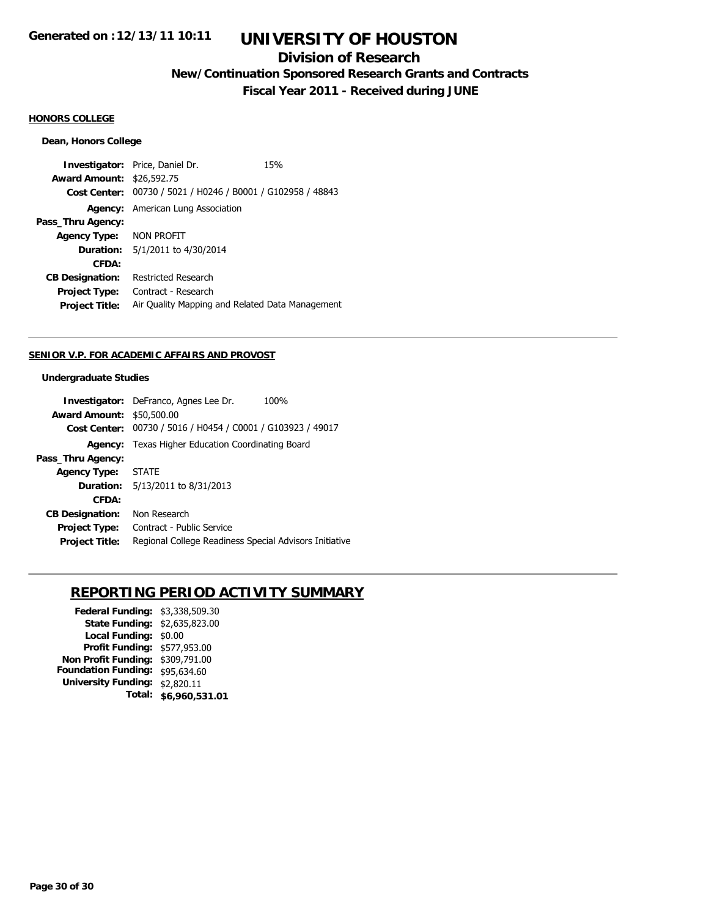**HONORS COLLEGE**

**Dean, Honors College**

| | |
|---|---|
| **Investigator:** | Price, Daniel Dr. 15% |
| **Award Amount:** | $26,592.75 |
| **Cost Center:** | 00730 / 5021 / H0246 / B0001 / G102958 / 48843 |
| **Agency:** | American Lung Association |
| **Pass_Thru Agency:** | |
| **Agency Type:** | NON PROFIT |
| **Duration:** | 5/1/2011 to 4/30/2014 |
| **CFDA:** | |
| **CB Designation:** | Restricted Research |
| **Project Type:** | Contract - Research |
| **Project Title:** | Air Quality Mapping and Related Data Management |

**SENIOR V.P. FOR ACADEMIC AFFAIRS AND PROVOST**

**Undergraduate Studies**

| | |
|---|---|
| **Investigator:** | DeFranco, Agnes Lee Dr. 100% |
| **Award Amount:** | $50,500.00 |
| **Cost Center:** | 00730 / 5016 / H0454 / C0001 / G103923 / 49017 |
| **Agency:** | Texas Higher Education Coordinating Board |
| **Pass_Thru Agency:** | |
| **Agency Type:** | STATE |
| **Duration:** | 5/13/2011 to 8/31/2013 |
| **CFDA:** | |
| **CB Designation:** | Non Research |
| **Project Type:** | Contract - Public Service |
| **Project Title:** | Regional College Readiness Special Advisors Initiative |

## REPORTING PERIOD ACTIVITY SUMMARY

| | |
|---|---|
| **Federal Funding:** | $3,338,509.30 |
| **State Funding:** | $2,635,823.00 |
| **Local Funding:** | $0.00 |
| **Profit Funding:** | $577,953.00 |
| **Non Profit Funding:** | $309,791.00 |
| **Foundation Funding:** | $95,634.60 |
| **University Funding:** | $2,820.11 |
| **Total:** | **$6,960,531.01** |